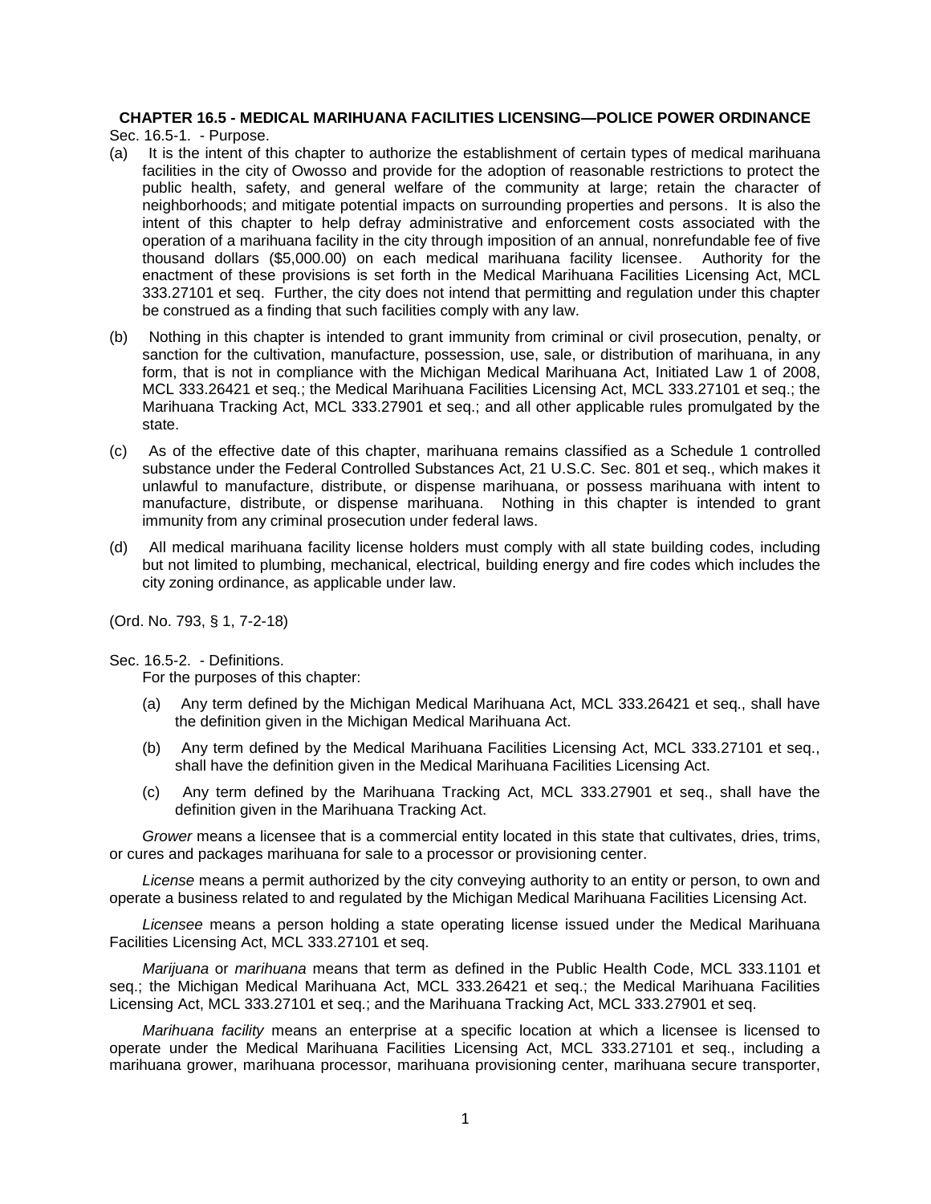# CHAPTER 16.5 - MEDICAL MARIHUANA FACILITIES LICENSING—POLICE POWER ORDINANCE

Sec. 16.5-1. - Purpose.

(a) It is the intent of this chapter to authorize the establishment of certain types of medical marihuana facilities in the city of Owosso and provide for the adoption of reasonable restrictions to protect the public health, safety, and general welfare of the community at large; retain the character of neighborhoods; and mitigate potential impacts on surrounding properties and persons. It is also the intent of this chapter to help defray administrative and enforcement costs associated with the operation of a marihuana facility in the city through imposition of an annual, nonrefundable fee of five thousand dollars ($5,000.00) on each medical marihuana facility licensee. Authority for the enactment of these provisions is set forth in the Medical Marihuana Facilities Licensing Act, MCL 333.27101 et seq. Further, the city does not intend that permitting and regulation under this chapter be construed as a finding that such facilities comply with any law.

(b) Nothing in this chapter is intended to grant immunity from criminal or civil prosecution, penalty, or sanction for the cultivation, manufacture, possession, use, sale, or distribution of marihuana, in any form, that is not in compliance with the Michigan Medical Marihuana Act, Initiated Law 1 of 2008, MCL 333.26421 et seq.; the Medical Marihuana Facilities Licensing Act, MCL 333.27101 et seq.; the Marihuana Tracking Act, MCL 333.27901 et seq.; and all other applicable rules promulgated by the state.

(c) As of the effective date of this chapter, marihuana remains classified as a Schedule 1 controlled substance under the Federal Controlled Substances Act, 21 U.S.C. Sec. 801 et seq., which makes it unlawful to manufacture, distribute, or dispense marihuana, or possess marihuana with intent to manufacture, distribute, or dispense marihuana. Nothing in this chapter is intended to grant immunity from any criminal prosecution under federal laws.

(d) All medical marihuana facility license holders must comply with all state building codes, including but not limited to plumbing, mechanical, electrical, building energy and fire codes which includes the city zoning ordinance, as applicable under law.

(Ord. No. 793, § 1, 7-2-18)

Sec. 16.5-2. - Definitions.

For the purposes of this chapter:

(a) Any term defined by the Michigan Medical Marihuana Act, MCL 333.26421 et seq., shall have the definition given in the Michigan Medical Marihuana Act.

(b) Any term defined by the Medical Marihuana Facilities Licensing Act, MCL 333.27101 et seq., shall have the definition given in the Medical Marihuana Facilities Licensing Act.

(c) Any term defined by the Marihuana Tracking Act, MCL 333.27901 et seq., shall have the definition given in the Marihuana Tracking Act.

*Grower* means a licensee that is a commercial entity located in this state that cultivates, dries, trims, or cures and packages marihuana for sale to a processor or provisioning center.

*License* means a permit authorized by the city conveying authority to an entity or person, to own and operate a business related to and regulated by the Michigan Medical Marihuana Facilities Licensing Act.

*Licensee* means a person holding a state operating license issued under the Medical Marihuana Facilities Licensing Act, MCL 333.27101 et seq.

*Marijuana* or *marihuana* means that term as defined in the Public Health Code, MCL 333.1101 et seq.; the Michigan Medical Marihuana Act, MCL 333.26421 et seq.; the Medical Marihuana Facilities Licensing Act, MCL 333.27101 et seq.; and the Marihuana Tracking Act, MCL 333.27901 et seq.

*Marihuana facility* means an enterprise at a specific location at which a licensee is licensed to operate under the Medical Marihuana Facilities Licensing Act, MCL 333.27101 et seq., including a marihuana grower, marihuana processor, marihuana provisioning center, marihuana secure transporter,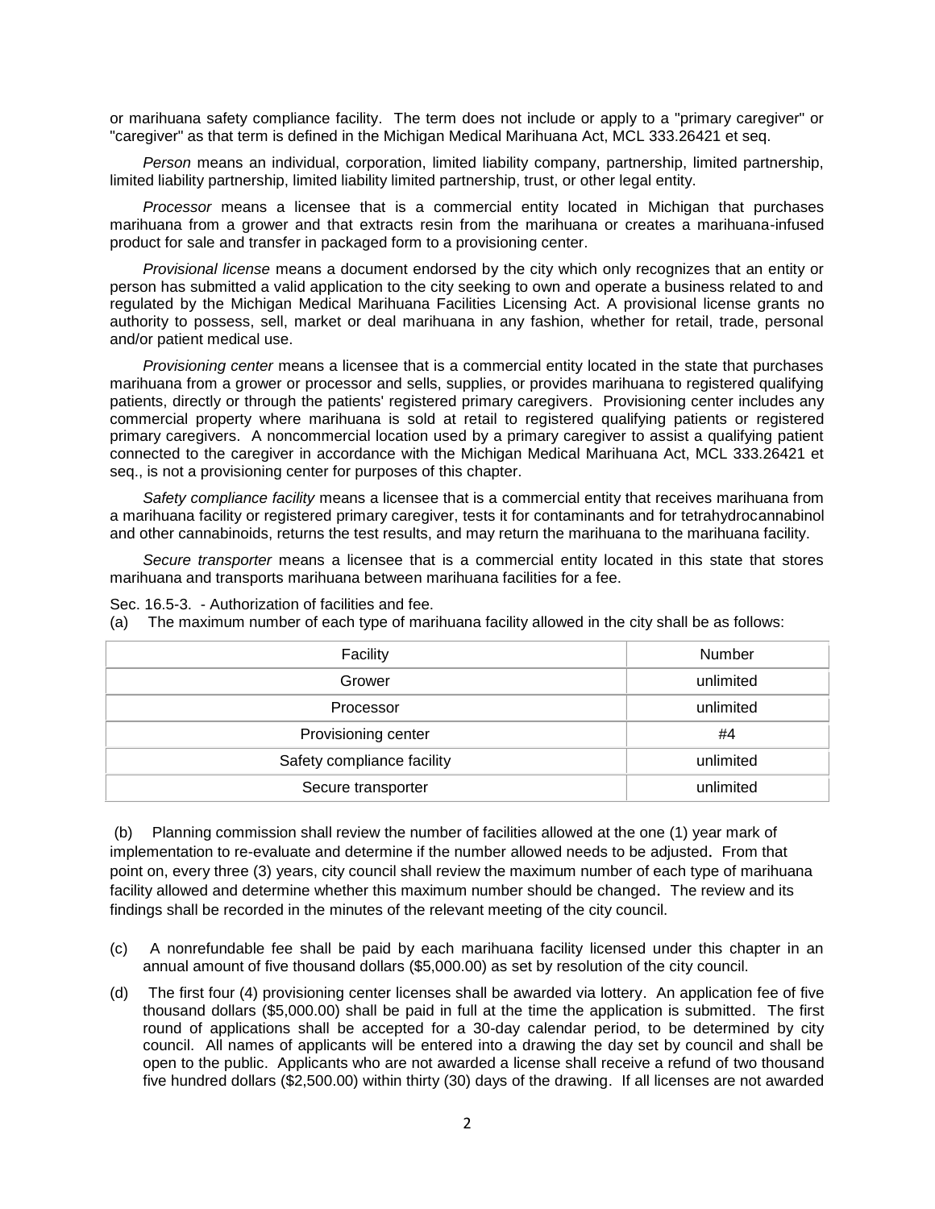or marihuana safety compliance facility. The term does not include or apply to a "primary caregiver" or "caregiver" as that term is defined in the Michigan Medical Marihuana Act, MCL 333.26421 et seq.

*Person* means an individual, corporation, limited liability company, partnership, limited partnership, limited liability partnership, limited liability limited partnership, trust, or other legal entity.

*Processor* means a licensee that is a commercial entity located in Michigan that purchases marihuana from a grower and that extracts resin from the marihuana or creates a marihuana-infused product for sale and transfer in packaged form to a provisioning center.

*Provisional license* means a document endorsed by the city which only recognizes that an entity or person has submitted a valid application to the city seeking to own and operate a business related to and regulated by the Michigan Medical Marihuana Facilities Licensing Act. A provisional license grants no authority to possess, sell, market or deal marihuana in any fashion, whether for retail, trade, personal and/or patient medical use.

*Provisioning center* means a licensee that is a commercial entity located in the state that purchases marihuana from a grower or processor and sells, supplies, or provides marihuana to registered qualifying patients, directly or through the patients' registered primary caregivers. Provisioning center includes any commercial property where marihuana is sold at retail to registered qualifying patients or registered primary caregivers. A noncommercial location used by a primary caregiver to assist a qualifying patient connected to the caregiver in accordance with the Michigan Medical Marihuana Act, MCL 333.26421 et seq., is not a provisioning center for purposes of this chapter.

*Safety compliance facility* means a licensee that is a commercial entity that receives marihuana from a marihuana facility or registered primary caregiver, tests it for contaminants and for tetrahydrocannabinol and other cannabinoids, returns the test results, and may return the marihuana to the marihuana facility.

*Secure transporter* means a licensee that is a commercial entity located in this state that stores marihuana and transports marihuana between marihuana facilities for a fee.

Sec. 16.5-3. - Authorization of facilities and fee.

(a) The maximum number of each type of marihuana facility allowed in the city shall be as follows:

| Facility | Number |
|---|---|
| Grower | unlimited |
| Processor | unlimited |
| Provisioning center | #4 |
| Safety compliance facility | unlimited |
| Secure transporter | unlimited |

(b) Planning commission shall review the number of facilities allowed at the one (1) year mark of implementation to re-evaluate and determine if the number allowed needs to be adjusted. From that point on, every three (3) years, city council shall review the maximum number of each type of marihuana facility allowed and determine whether this maximum number should be changed. The review and its findings shall be recorded in the minutes of the relevant meeting of the city council.

(c) A nonrefundable fee shall be paid by each marihuana facility licensed under this chapter in an annual amount of five thousand dollars ($5,000.00) as set by resolution of the city council.

(d) The first four (4) provisioning center licenses shall be awarded via lottery. An application fee of five thousand dollars ($5,000.00) shall be paid in full at the time the application is submitted. The first round of applications shall be accepted for a 30-day calendar period, to be determined by city council. All names of applicants will be entered into a drawing the day set by council and shall be open to the public. Applicants who are not awarded a license shall receive a refund of two thousand five hundred dollars ($2,500.00) within thirty (30) days of the drawing. If all licenses are not awarded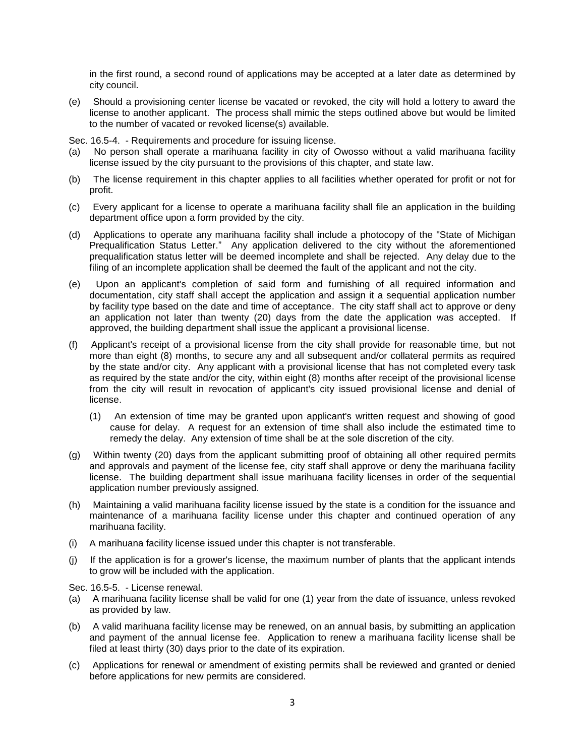in the first round, a second round of applications may be accepted at a later date as determined by city council.

(e) Should a provisioning center license be vacated or revoked, the city will hold a lottery to award the license to another applicant. The process shall mimic the steps outlined above but would be limited to the number of vacated or revoked license(s) available.

Sec. 16.5-4. - Requirements and procedure for issuing license.

(a) No person shall operate a marihuana facility in city of Owosso without a valid marihuana facility license issued by the city pursuant to the provisions of this chapter, and state law.

(b) The license requirement in this chapter applies to all facilities whether operated for profit or not for profit.

(c) Every applicant for a license to operate a marihuana facility shall file an application in the building department office upon a form provided by the city.

(d) Applications to operate any marihuana facility shall include a photocopy of the "State of Michigan Prequalification Status Letter." Any application delivered to the city without the aforementioned prequalification status letter will be deemed incomplete and shall be rejected. Any delay due to the filing of an incomplete application shall be deemed the fault of the applicant and not the city.

(e) Upon an applicant's completion of said form and furnishing of all required information and documentation, city staff shall accept the application and assign it a sequential application number by facility type based on the date and time of acceptance. The city staff shall act to approve or deny an application not later than twenty (20) days from the date the application was accepted. If approved, the building department shall issue the applicant a provisional license.

(f) Applicant's receipt of a provisional license from the city shall provide for reasonable time, but not more than eight (8) months, to secure any and all subsequent and/or collateral permits as required by the state and/or city. Any applicant with a provisional license that has not completed every task as required by the state and/or the city, within eight (8) months after receipt of the provisional license from the city will result in revocation of applicant's city issued provisional license and denial of license.

   (1) An extension of time may be granted upon applicant's written request and showing of good cause for delay. A request for an extension of time shall also include the estimated time to remedy the delay. Any extension of time shall be at the sole discretion of the city.

(g) Within twenty (20) days from the applicant submitting proof of obtaining all other required permits and approvals and payment of the license fee, city staff shall approve or deny the marihuana facility license. The building department shall issue marihuana facility licenses in order of the sequential application number previously assigned.

(h) Maintaining a valid marihuana facility license issued by the state is a condition for the issuance and maintenance of a marihuana facility license under this chapter and continued operation of any marihuana facility.

(i) A marihuana facility license issued under this chapter is not transferable.

(j) If the application is for a grower's license, the maximum number of plants that the applicant intends to grow will be included with the application.

Sec. 16.5-5. - License renewal.

(a) A marihuana facility license shall be valid for one (1) year from the date of issuance, unless revoked as provided by law.

(b) A valid marihuana facility license may be renewed, on an annual basis, by submitting an application and payment of the annual license fee. Application to renew a marihuana facility license shall be filed at least thirty (30) days prior to the date of its expiration.

(c) Applications for renewal or amendment of existing permits shall be reviewed and granted or denied before applications for new permits are considered.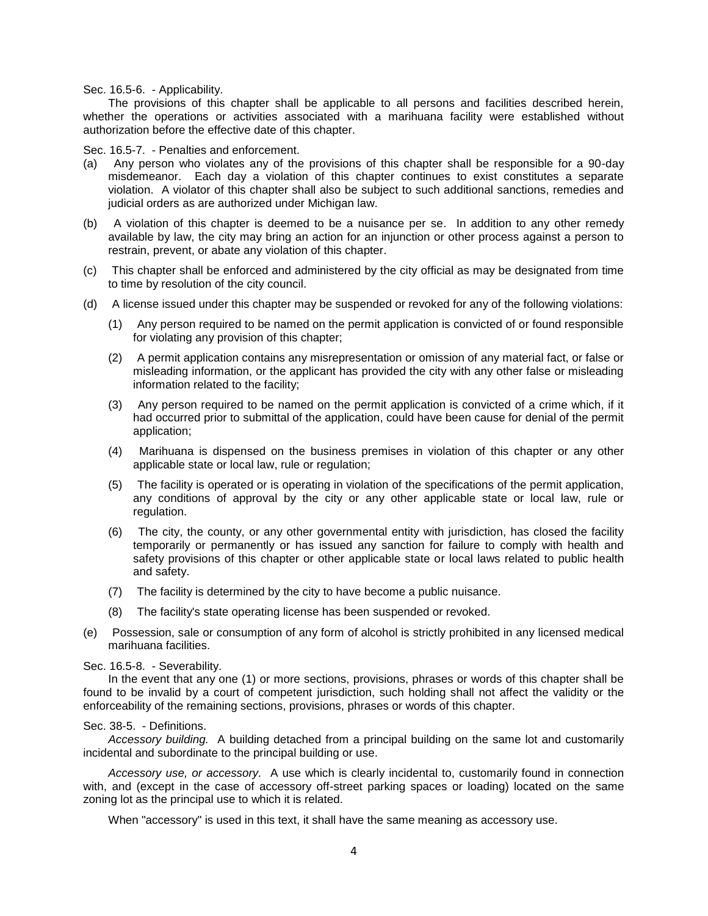Sec. 16.5-6. - Applicability.

The provisions of this chapter shall be applicable to all persons and facilities described herein, whether the operations or activities associated with a marihuana facility were established without authorization before the effective date of this chapter.

Sec. 16.5-7. - Penalties and enforcement.

(a) Any person who violates any of the provisions of this chapter shall be responsible for a 90-day misdemeanor. Each day a violation of this chapter continues to exist constitutes a separate violation. A violator of this chapter shall also be subject to such additional sanctions, remedies and judicial orders as are authorized under Michigan law.

(b) A violation of this chapter is deemed to be a nuisance per se. In addition to any other remedy available by law, the city may bring an action for an injunction or other process against a person to restrain, prevent, or abate any violation of this chapter.

(c) This chapter shall be enforced and administered by the city official as may be designated from time to time by resolution of the city council.

(d) A license issued under this chapter may be suspended or revoked for any of the following violations:

   (1) Any person required to be named on the permit application is convicted of or found responsible for violating any provision of this chapter;

   (2) A permit application contains any misrepresentation or omission of any material fact, or false or misleading information, or the applicant has provided the city with any other false or misleading information related to the facility;

   (3) Any person required to be named on the permit application is convicted of a crime which, if it had occurred prior to submittal of the application, could have been cause for denial of the permit application;

   (4) Marihuana is dispensed on the business premises in violation of this chapter or any other applicable state or local law, rule or regulation;

   (5) The facility is operated or is operating in violation of the specifications of the permit application, any conditions of approval by the city or any other applicable state or local law, rule or regulation.

   (6) The city, the county, or any other governmental entity with jurisdiction, has closed the facility temporarily or permanently or has issued any sanction for failure to comply with health and safety provisions of this chapter or other applicable state or local laws related to public health and safety.

   (7) The facility is determined by the city to have become a public nuisance.

   (8) The facility's state operating license has been suspended or revoked.

(e) Possession, sale or consumption of any form of alcohol is strictly prohibited in any licensed medical marihuana facilities.

Sec. 16.5-8. - Severability.

In the event that any one (1) or more sections, provisions, phrases or words of this chapter shall be found to be invalid by a court of competent jurisdiction, such holding shall not affect the validity or the enforceability of the remaining sections, provisions, phrases or words of this chapter.

Sec. 38-5. - Definitions.

*Accessory building.* A building detached from a principal building on the same lot and customarily incidental and subordinate to the principal building or use.

*Accessory use, or accessory.* A use which is clearly incidental to, customarily found in connection with, and (except in the case of accessory off-street parking spaces or loading) located on the same zoning lot as the principal use to which it is related.

When "accessory" is used in this text, it shall have the same meaning as accessory use.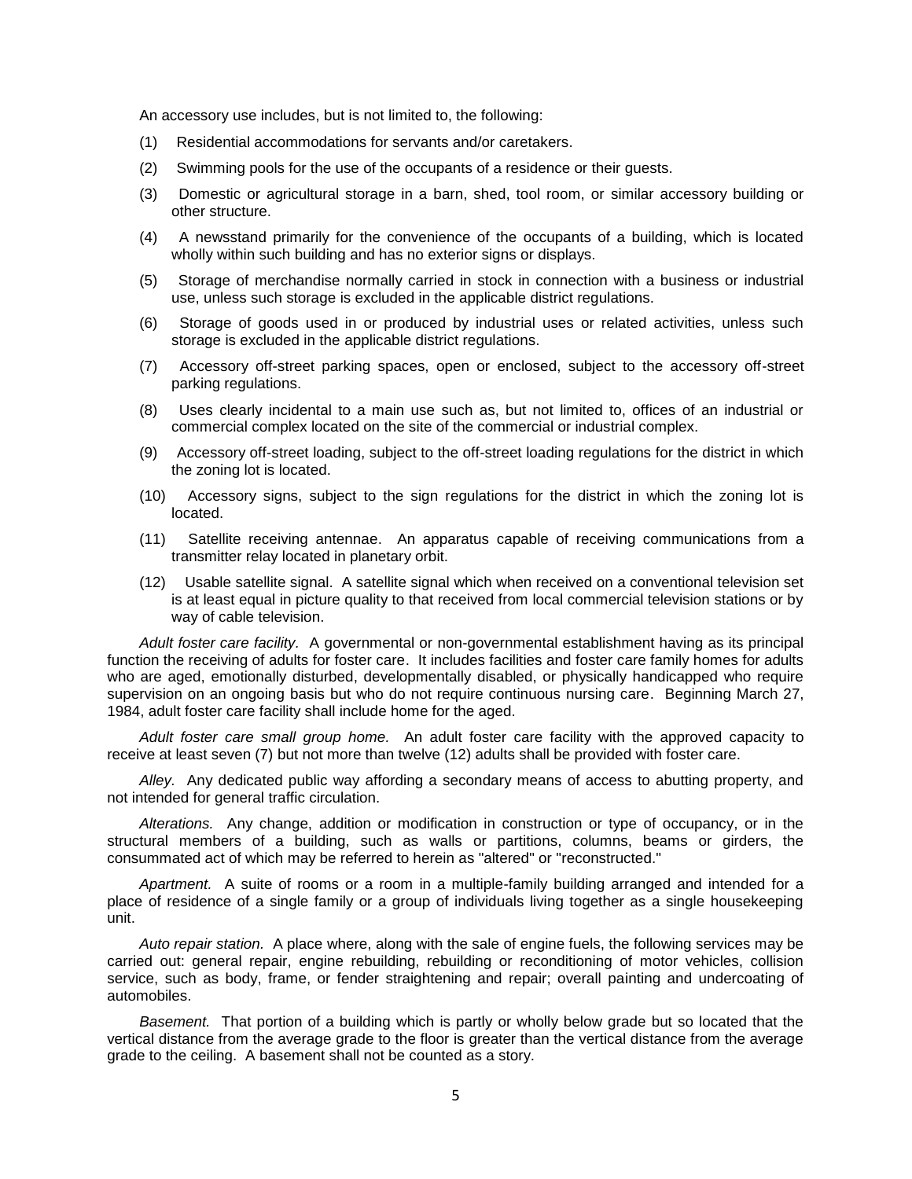An accessory use includes, but is not limited to, the following:

(1) Residential accommodations for servants and/or caretakers.

(2) Swimming pools for the use of the occupants of a residence or their guests.

(3) Domestic or agricultural storage in a barn, shed, tool room, or similar accessory building or other structure.

(4) A newsstand primarily for the convenience of the occupants of a building, which is located wholly within such building and has no exterior signs or displays.

(5) Storage of merchandise normally carried in stock in connection with a business or industrial use, unless such storage is excluded in the applicable district regulations.

(6) Storage of goods used in or produced by industrial uses or related activities, unless such storage is excluded in the applicable district regulations.

(7) Accessory off-street parking spaces, open or enclosed, subject to the accessory off-street parking regulations.

(8) Uses clearly incidental to a main use such as, but not limited to, offices of an industrial or commercial complex located on the site of the commercial or industrial complex.

(9) Accessory off-street loading, subject to the off-street loading regulations for the district in which the zoning lot is located.

(10) Accessory signs, subject to the sign regulations for the district in which the zoning lot is located.

(11) Satellite receiving antennae. An apparatus capable of receiving communications from a transmitter relay located in planetary orbit.

(12) Usable satellite signal. A satellite signal which when received on a conventional television set is at least equal in picture quality to that received from local commercial television stations or by way of cable television.

*Adult foster care facility.* A governmental or non-governmental establishment having as its principal function the receiving of adults for foster care. It includes facilities and foster care family homes for adults who are aged, emotionally disturbed, developmentally disabled, or physically handicapped who require supervision on an ongoing basis but who do not require continuous nursing care. Beginning March 27, 1984, adult foster care facility shall include home for the aged.

*Adult foster care small group home.* An adult foster care facility with the approved capacity to receive at least seven (7) but not more than twelve (12) adults shall be provided with foster care.

*Alley.* Any dedicated public way affording a secondary means of access to abutting property, and not intended for general traffic circulation.

*Alterations.* Any change, addition or modification in construction or type of occupancy, or in the structural members of a building, such as walls or partitions, columns, beams or girders, the consummated act of which may be referred to herein as "altered" or "reconstructed."

*Apartment.* A suite of rooms or a room in a multiple-family building arranged and intended for a place of residence of a single family or a group of individuals living together as a single housekeeping unit.

*Auto repair station.* A place where, along with the sale of engine fuels, the following services may be carried out: general repair, engine rebuilding, rebuilding or reconditioning of motor vehicles, collision service, such as body, frame, or fender straightening and repair; overall painting and undercoating of automobiles.

*Basement.* That portion of a building which is partly or wholly below grade but so located that the vertical distance from the average grade to the floor is greater than the vertical distance from the average grade to the ceiling. A basement shall not be counted as a story.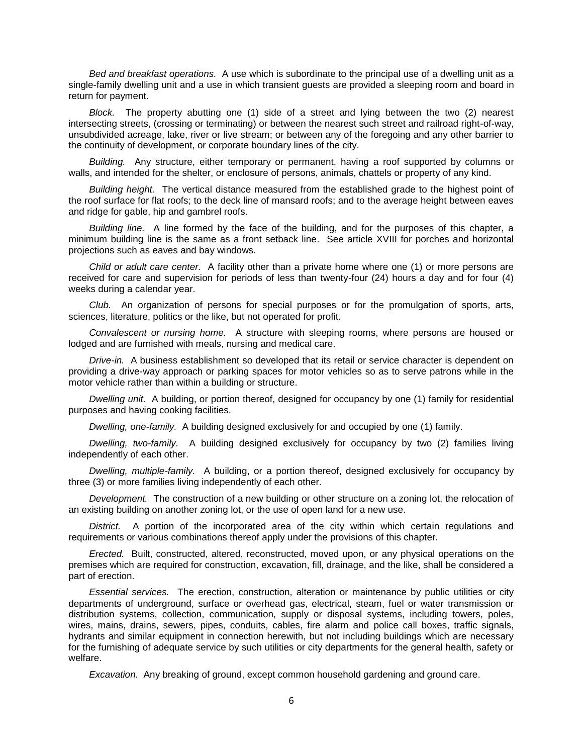*Bed and breakfast operations.* A use which is subordinate to the principal use of a dwelling unit as a single-family dwelling unit and a use in which transient guests are provided a sleeping room and board in return for payment.

*Block.* The property abutting one (1) side of a street and lying between the two (2) nearest intersecting streets, (crossing or terminating) or between the nearest such street and railroad right-of-way, unsubdivided acreage, lake, river or live stream; or between any of the foregoing and any other barrier to the continuity of development, or corporate boundary lines of the city.

*Building.* Any structure, either temporary or permanent, having a roof supported by columns or walls, and intended for the shelter, or enclosure of persons, animals, chattels or property of any kind.

*Building height.* The vertical distance measured from the established grade to the highest point of the roof surface for flat roofs; to the deck line of mansard roofs; and to the average height between eaves and ridge for gable, hip and gambrel roofs.

*Building line.* A line formed by the face of the building, and for the purposes of this chapter, a minimum building line is the same as a front setback line. See article XVIII for porches and horizontal projections such as eaves and bay windows.

*Child or adult care center.* A facility other than a private home where one (1) or more persons are received for care and supervision for periods of less than twenty-four (24) hours a day and for four (4) weeks during a calendar year.

*Club.* An organization of persons for special purposes or for the promulgation of sports, arts, sciences, literature, politics or the like, but not operated for profit.

*Convalescent or nursing home.* A structure with sleeping rooms, where persons are housed or lodged and are furnished with meals, nursing and medical care.

*Drive-in.* A business establishment so developed that its retail or service character is dependent on providing a drive-way approach or parking spaces for motor vehicles so as to serve patrons while in the motor vehicle rather than within a building or structure.

*Dwelling unit.* A building, or portion thereof, designed for occupancy by one (1) family for residential purposes and having cooking facilities.

*Dwelling, one-family.* A building designed exclusively for and occupied by one (1) family.

*Dwelling, two-family.* A building designed exclusively for occupancy by two (2) families living independently of each other.

*Dwelling, multiple-family.* A building, or a portion thereof, designed exclusively for occupancy by three (3) or more families living independently of each other.

*Development.* The construction of a new building or other structure on a zoning lot, the relocation of an existing building on another zoning lot, or the use of open land for a new use.

*District.* A portion of the incorporated area of the city within which certain regulations and requirements or various combinations thereof apply under the provisions of this chapter.

*Erected.* Built, constructed, altered, reconstructed, moved upon, or any physical operations on the premises which are required for construction, excavation, fill, drainage, and the like, shall be considered a part of erection.

*Essential services.* The erection, construction, alteration or maintenance by public utilities or city departments of underground, surface or overhead gas, electrical, steam, fuel or water transmission or distribution systems, collection, communication, supply or disposal systems, including towers, poles, wires, mains, drains, sewers, pipes, conduits, cables, fire alarm and police call boxes, traffic signals, hydrants and similar equipment in connection herewith, but not including buildings which are necessary for the furnishing of adequate service by such utilities or city departments for the general health, safety or welfare.

*Excavation.* Any breaking of ground, except common household gardening and ground care.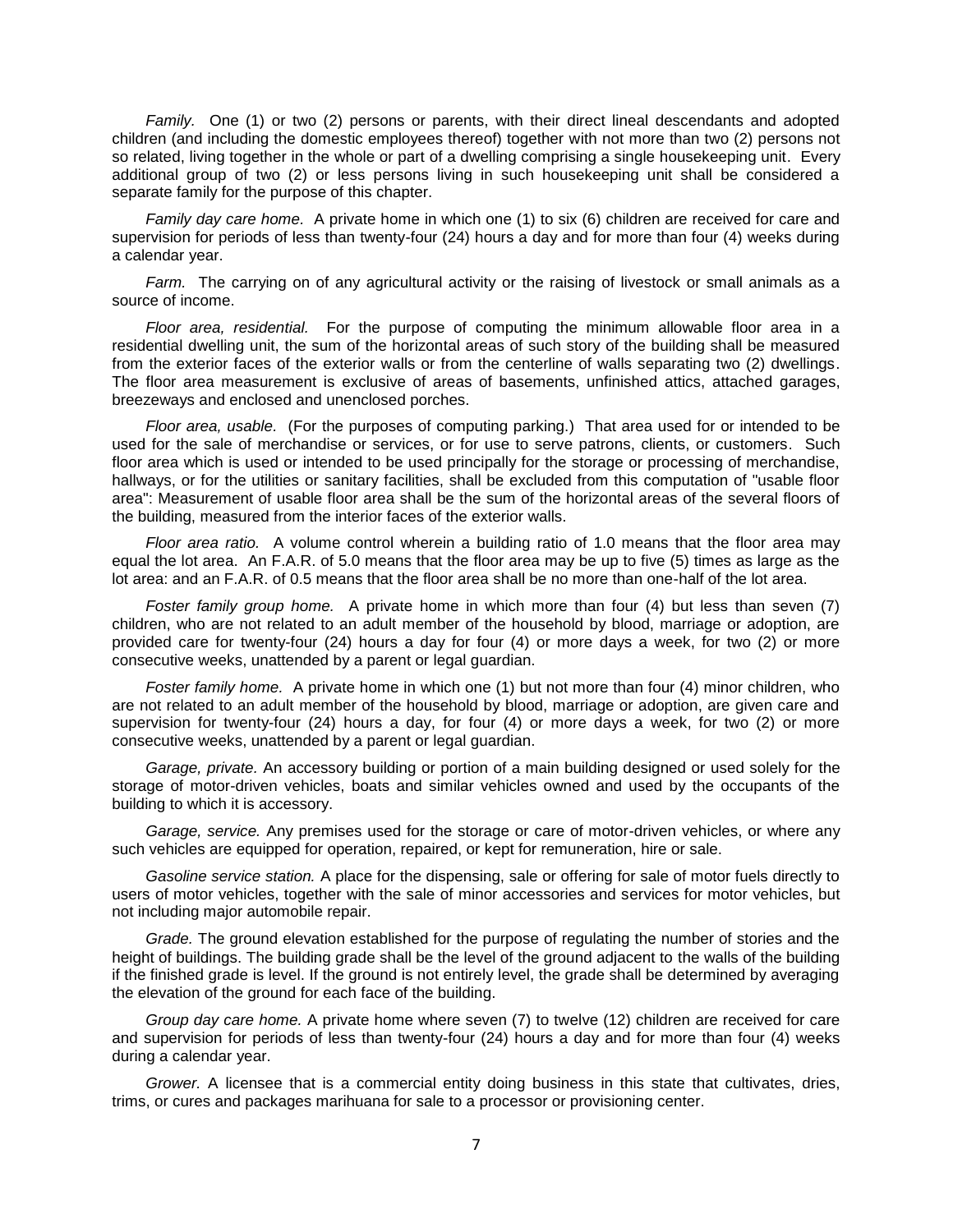*Family.* One (1) or two (2) persons or parents, with their direct lineal descendants and adopted children (and including the domestic employees thereof) together with not more than two (2) persons not so related, living together in the whole or part of a dwelling comprising a single housekeeping unit. Every additional group of two (2) or less persons living in such housekeeping unit shall be considered a separate family for the purpose of this chapter.

*Family day care home.* A private home in which one (1) to six (6) children are received for care and supervision for periods of less than twenty-four (24) hours a day and for more than four (4) weeks during a calendar year.

*Farm.* The carrying on of any agricultural activity or the raising of livestock or small animals as a source of income.

*Floor area, residential.* For the purpose of computing the minimum allowable floor area in a residential dwelling unit, the sum of the horizontal areas of such story of the building shall be measured from the exterior faces of the exterior walls or from the centerline of walls separating two (2) dwellings. The floor area measurement is exclusive of areas of basements, unfinished attics, attached garages, breezeways and enclosed and unenclosed porches.

*Floor area, usable.* (For the purposes of computing parking.) That area used for or intended to be used for the sale of merchandise or services, or for use to serve patrons, clients, or customers. Such floor area which is used or intended to be used principally for the storage or processing of merchandise, hallways, or for the utilities or sanitary facilities, shall be excluded from this computation of "usable floor area": Measurement of usable floor area shall be the sum of the horizontal areas of the several floors of the building, measured from the interior faces of the exterior walls.

*Floor area ratio.* A volume control wherein a building ratio of 1.0 means that the floor area may equal the lot area. An F.A.R. of 5.0 means that the floor area may be up to five (5) times as large as the lot area: and an F.A.R. of 0.5 means that the floor area shall be no more than one-half of the lot area.

*Foster family group home.* A private home in which more than four (4) but less than seven (7) children, who are not related to an adult member of the household by blood, marriage or adoption, are provided care for twenty-four (24) hours a day for four (4) or more days a week, for two (2) or more consecutive weeks, unattended by a parent or legal guardian.

*Foster family home.* A private home in which one (1) but not more than four (4) minor children, who are not related to an adult member of the household by blood, marriage or adoption, are given care and supervision for twenty-four (24) hours a day, for four (4) or more days a week, for two (2) or more consecutive weeks, unattended by a parent or legal guardian.

*Garage, private.* An accessory building or portion of a main building designed or used solely for the storage of motor-driven vehicles, boats and similar vehicles owned and used by the occupants of the building to which it is accessory.

*Garage, service.* Any premises used for the storage or care of motor-driven vehicles, or where any such vehicles are equipped for operation, repaired, or kept for remuneration, hire or sale.

*Gasoline service station.* A place for the dispensing, sale or offering for sale of motor fuels directly to users of motor vehicles, together with the sale of minor accessories and services for motor vehicles, but not including major automobile repair.

*Grade.* The ground elevation established for the purpose of regulating the number of stories and the height of buildings. The building grade shall be the level of the ground adjacent to the walls of the building if the finished grade is level. If the ground is not entirely level, the grade shall be determined by averaging the elevation of the ground for each face of the building.

*Group day care home.* A private home where seven (7) to twelve (12) children are received for care and supervision for periods of less than twenty-four (24) hours a day and for more than four (4) weeks during a calendar year.

*Grower.* A licensee that is a commercial entity doing business in this state that cultivates, dries, trims, or cures and packages marihuana for sale to a processor or provisioning center.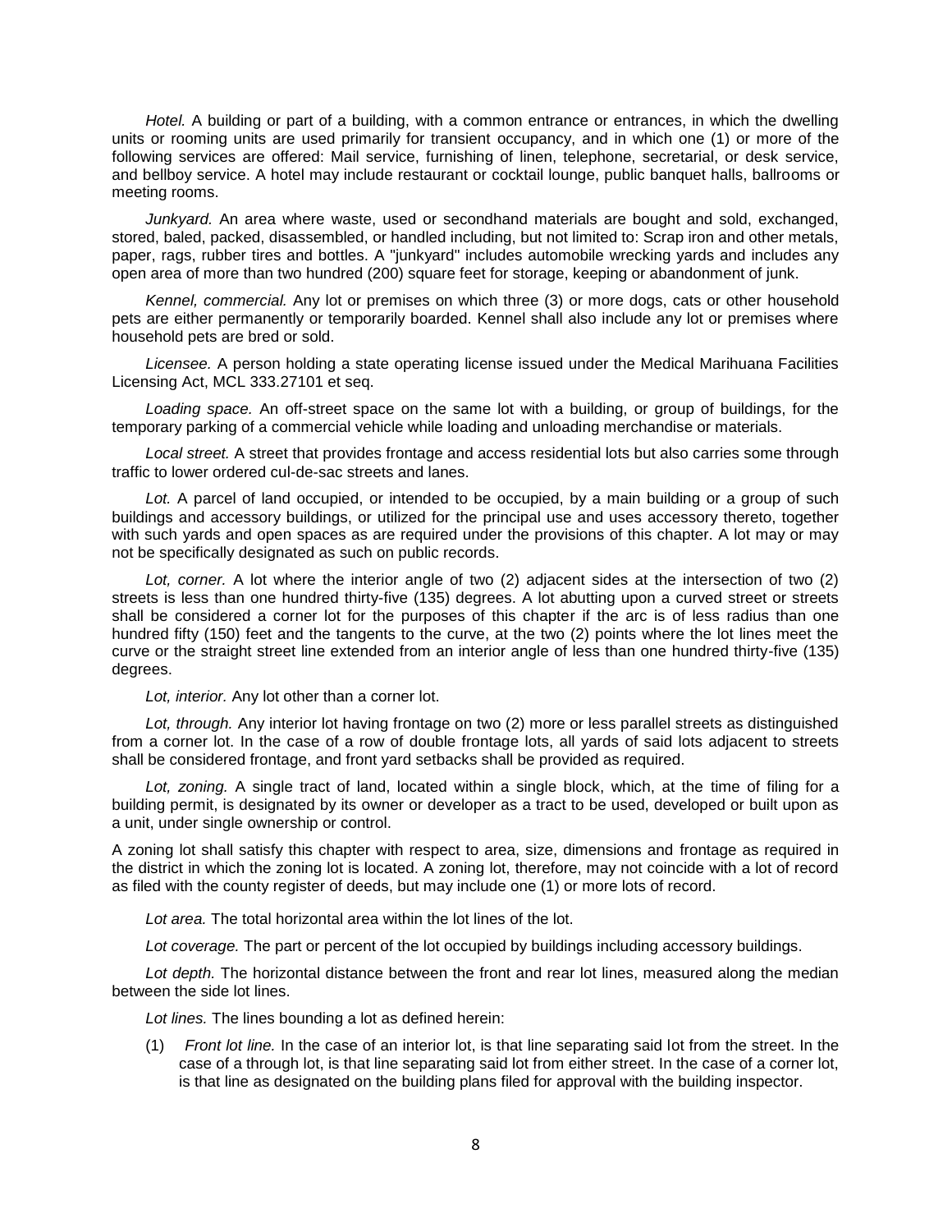*Hotel.* A building or part of a building, with a common entrance or entrances, in which the dwelling units or rooming units are used primarily for transient occupancy, and in which one (1) or more of the following services are offered: Mail service, furnishing of linen, telephone, secretarial, or desk service, and bellboy service. A hotel may include restaurant or cocktail lounge, public banquet halls, ballrooms or meeting rooms.

*Junkyard.* An area where waste, used or secondhand materials are bought and sold, exchanged, stored, baled, packed, disassembled, or handled including, but not limited to: Scrap iron and other metals, paper, rags, rubber tires and bottles. A "junkyard" includes automobile wrecking yards and includes any open area of more than two hundred (200) square feet for storage, keeping or abandonment of junk.

*Kennel, commercial.* Any lot or premises on which three (3) or more dogs, cats or other household pets are either permanently or temporarily boarded. Kennel shall also include any lot or premises where household pets are bred or sold.

*Licensee.* A person holding a state operating license issued under the Medical Marihuana Facilities Licensing Act, MCL 333.27101 et seq.

*Loading space.* An off-street space on the same lot with a building, or group of buildings, for the temporary parking of a commercial vehicle while loading and unloading merchandise or materials.

*Local street.* A street that provides frontage and access residential lots but also carries some through traffic to lower ordered cul-de-sac streets and lanes.

*Lot.* A parcel of land occupied, or intended to be occupied, by a main building or a group of such buildings and accessory buildings, or utilized for the principal use and uses accessory thereto, together with such yards and open spaces as are required under the provisions of this chapter. A lot may or may not be specifically designated as such on public records.

*Lot, corner.* A lot where the interior angle of two (2) adjacent sides at the intersection of two (2) streets is less than one hundred thirty-five (135) degrees. A lot abutting upon a curved street or streets shall be considered a corner lot for the purposes of this chapter if the arc is of less radius than one hundred fifty (150) feet and the tangents to the curve, at the two (2) points where the lot lines meet the curve or the straight street line extended from an interior angle of less than one hundred thirty-five (135) degrees.

*Lot, interior.* Any lot other than a corner lot.

*Lot, through.* Any interior lot having frontage on two (2) more or less parallel streets as distinguished from a corner lot. In the case of a row of double frontage lots, all yards of said lots adjacent to streets shall be considered frontage, and front yard setbacks shall be provided as required.

*Lot, zoning.* A single tract of land, located within a single block, which, at the time of filing for a building permit, is designated by its owner or developer as a tract to be used, developed or built upon as a unit, under single ownership or control.

A zoning lot shall satisfy this chapter with respect to area, size, dimensions and frontage as required in the district in which the zoning lot is located. A zoning lot, therefore, may not coincide with a lot of record as filed with the county register of deeds, but may include one (1) or more lots of record.

*Lot area.* The total horizontal area within the lot lines of the lot.

*Lot coverage.* The part or percent of the lot occupied by buildings including accessory buildings.

*Lot depth.* The horizontal distance between the front and rear lot lines, measured along the median between the side lot lines.

*Lot lines.* The lines bounding a lot as defined herein:

(1) *Front lot line.* In the case of an interior lot, is that line separating said lot from the street. In the case of a through lot, is that line separating said lot from either street. In the case of a corner lot, is that line as designated on the building plans filed for approval with the building inspector.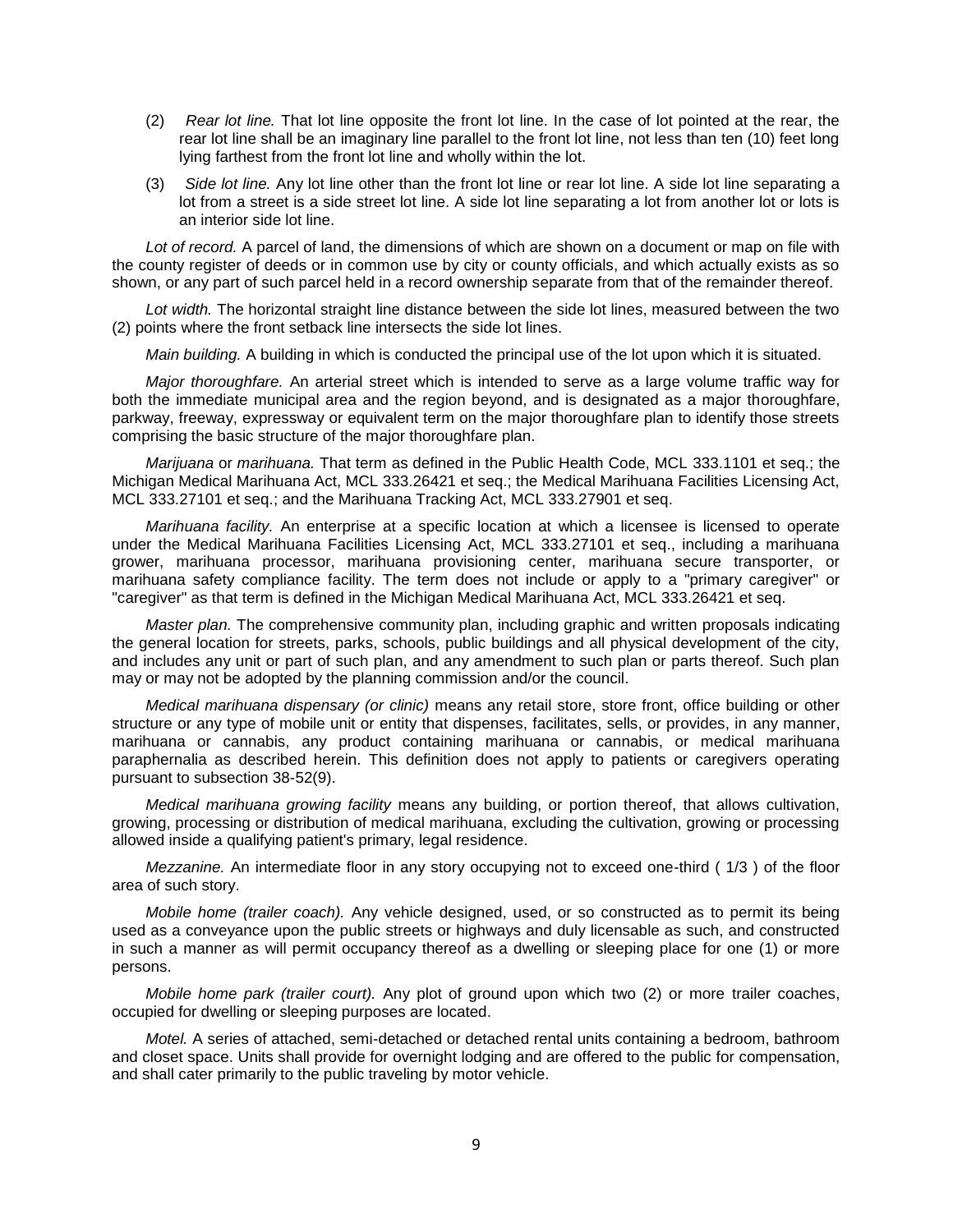(2) *Rear lot line.* That lot line opposite the front lot line. In the case of lot pointed at the rear, the rear lot line shall be an imaginary line parallel to the front lot line, not less than ten (10) feet long lying farthest from the front lot line and wholly within the lot.

(3) *Side lot line.* Any lot line other than the front lot line or rear lot line. A side lot line separating a lot from a street is a side street lot line. A side lot line separating a lot from another lot or lots is an interior side lot line.

*Lot of record.* A parcel of land, the dimensions of which are shown on a document or map on file with the county register of deeds or in common use by city or county officials, and which actually exists as so shown, or any part of such parcel held in a record ownership separate from that of the remainder thereof.

*Lot width.* The horizontal straight line distance between the side lot lines, measured between the two (2) points where the front setback line intersects the side lot lines.

*Main building.* A building in which is conducted the principal use of the lot upon which it is situated.

*Major thoroughfare.* An arterial street which is intended to serve as a large volume traffic way for both the immediate municipal area and the region beyond, and is designated as a major thoroughfare, parkway, freeway, expressway or equivalent term on the major thoroughfare plan to identify those streets comprising the basic structure of the major thoroughfare plan.

*Marijuana* or *marihuana.* That term as defined in the Public Health Code, MCL 333.1101 et seq.; the Michigan Medical Marihuana Act, MCL 333.26421 et seq.; the Medical Marihuana Facilities Licensing Act, MCL 333.27101 et seq.; and the Marihuana Tracking Act, MCL 333.27901 et seq.

*Marihuana facility.* An enterprise at a specific location at which a licensee is licensed to operate under the Medical Marihuana Facilities Licensing Act, MCL 333.27101 et seq., including a marihuana grower, marihuana processor, marihuana provisioning center, marihuana secure transporter, or marihuana safety compliance facility. The term does not include or apply to a "primary caregiver" or "caregiver" as that term is defined in the Michigan Medical Marihuana Act, MCL 333.26421 et seq.

*Master plan.* The comprehensive community plan, including graphic and written proposals indicating the general location for streets, parks, schools, public buildings and all physical development of the city, and includes any unit or part of such plan, and any amendment to such plan or parts thereof. Such plan may or may not be adopted by the planning commission and/or the council.

*Medical marihuana dispensary (or clinic)* means any retail store, store front, office building or other structure or any type of mobile unit or entity that dispenses, facilitates, sells, or provides, in any manner, marihuana or cannabis, any product containing marihuana or cannabis, or medical marihuana paraphernalia as described herein. This definition does not apply to patients or caregivers operating pursuant to subsection 38-52(9).

*Medical marihuana growing facility* means any building, or portion thereof, that allows cultivation, growing, processing or distribution of medical marihuana, excluding the cultivation, growing or processing allowed inside a qualifying patient's primary, legal residence.

*Mezzanine.* An intermediate floor in any story occupying not to exceed one-third ( 1/3 ) of the floor area of such story.

*Mobile home (trailer coach).* Any vehicle designed, used, or so constructed as to permit its being used as a conveyance upon the public streets or highways and duly licensable as such, and constructed in such a manner as will permit occupancy thereof as a dwelling or sleeping place for one (1) or more persons.

*Mobile home park (trailer court).* Any plot of ground upon which two (2) or more trailer coaches, occupied for dwelling or sleeping purposes are located.

*Motel.* A series of attached, semi-detached or detached rental units containing a bedroom, bathroom and closet space. Units shall provide for overnight lodging and are offered to the public for compensation, and shall cater primarily to the public traveling by motor vehicle.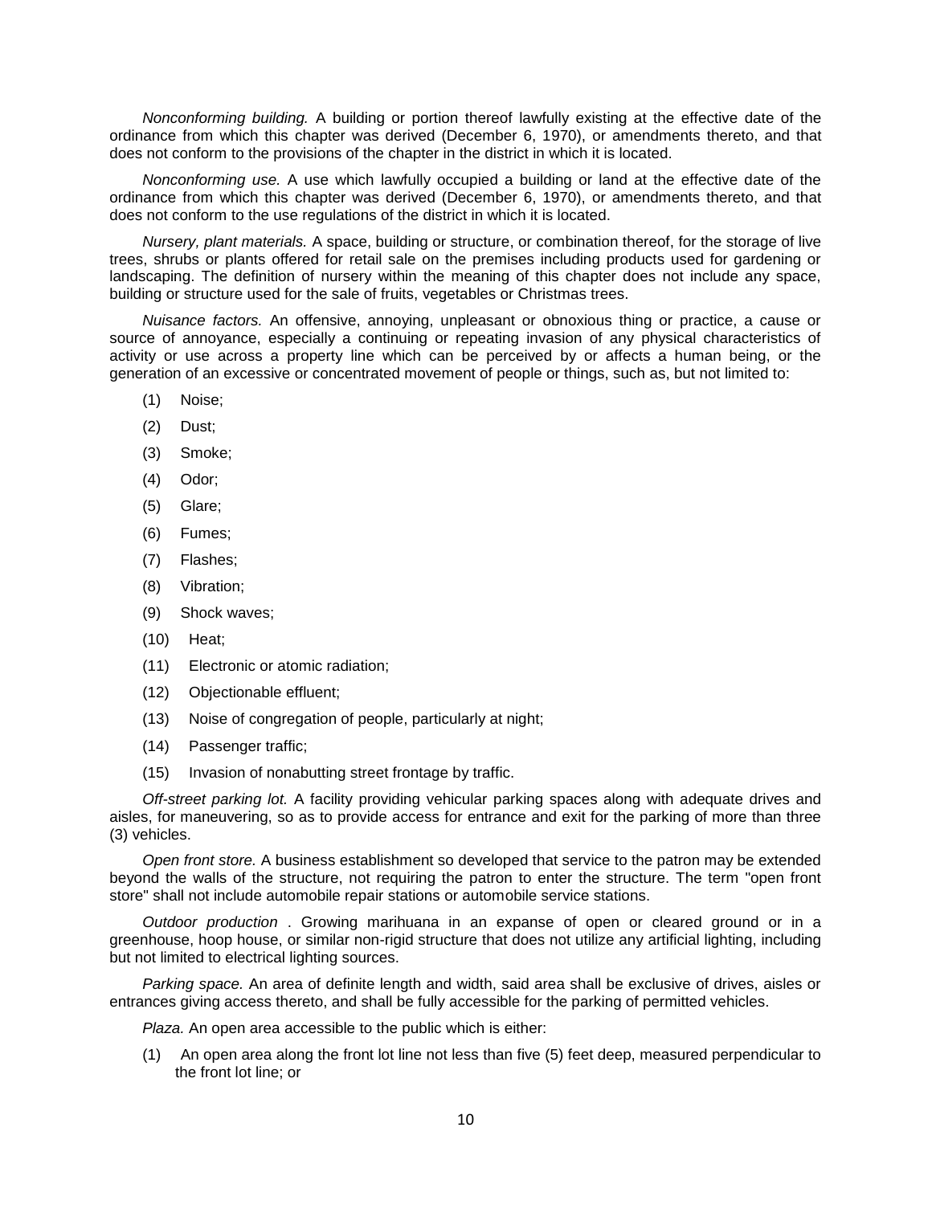*Nonconforming building.* A building or portion thereof lawfully existing at the effective date of the ordinance from which this chapter was derived (December 6, 1970), or amendments thereto, and that does not conform to the provisions of the chapter in the district in which it is located.

*Nonconforming use.* A use which lawfully occupied a building or land at the effective date of the ordinance from which this chapter was derived (December 6, 1970), or amendments thereto, and that does not conform to the use regulations of the district in which it is located.

*Nursery, plant materials.* A space, building or structure, or combination thereof, for the storage of live trees, shrubs or plants offered for retail sale on the premises including products used for gardening or landscaping. The definition of nursery within the meaning of this chapter does not include any space, building or structure used for the sale of fruits, vegetables or Christmas trees.

*Nuisance factors.* An offensive, annoying, unpleasant or obnoxious thing or practice, a cause or source of annoyance, especially a continuing or repeating invasion of any physical characteristics of activity or use across a property line which can be perceived by or affects a human being, or the generation of an excessive or concentrated movement of people or things, such as, but not limited to:

(1) Noise;

(2) Dust;

(3) Smoke;

(4) Odor;

(5) Glare;

(6) Fumes;

(7) Flashes;

(8) Vibration;

(9) Shock waves;

(10) Heat;

(11) Electronic or atomic radiation;

(12) Objectionable effluent;

(13) Noise of congregation of people, particularly at night;

(14) Passenger traffic;

(15) Invasion of nonabutting street frontage by traffic.

*Off-street parking lot.* A facility providing vehicular parking spaces along with adequate drives and aisles, for maneuvering, so as to provide access for entrance and exit for the parking of more than three (3) vehicles.

*Open front store.* A business establishment so developed that service to the patron may be extended beyond the walls of the structure, not requiring the patron to enter the structure. The term "open front store" shall not include automobile repair stations or automobile service stations.

*Outdoor production* . Growing marihuana in an expanse of open or cleared ground or in a greenhouse, hoop house, or similar non-rigid structure that does not utilize any artificial lighting, including but not limited to electrical lighting sources.

*Parking space.* An area of definite length and width, said area shall be exclusive of drives, aisles or entrances giving access thereto, and shall be fully accessible for the parking of permitted vehicles.

*Plaza.* An open area accessible to the public which is either:

(1) An open area along the front lot line not less than five (5) feet deep, measured perpendicular to the front lot line; or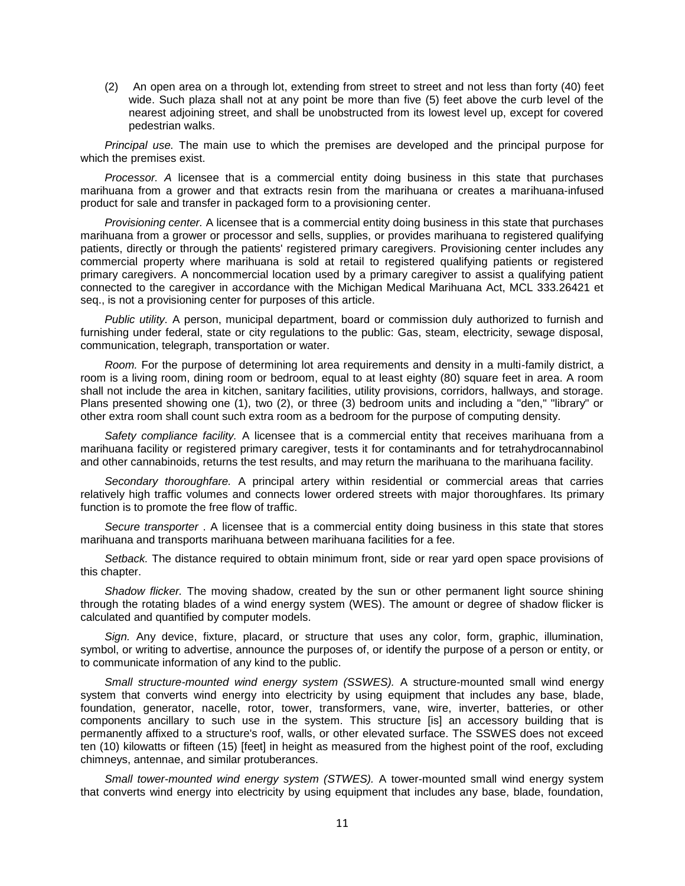(2) An open area on a through lot, extending from street to street and not less than forty (40) feet wide. Such plaza shall not at any point be more than five (5) feet above the curb level of the nearest adjoining street, and shall be unobstructed from its lowest level up, except for covered pedestrian walks.

*Principal use.* The main use to which the premises are developed and the principal purpose for which the premises exist.

*Processor. A* licensee that is a commercial entity doing business in this state that purchases marihuana from a grower and that extracts resin from the marihuana or creates a marihuana-infused product for sale and transfer in packaged form to a provisioning center.

*Provisioning center.* A licensee that is a commercial entity doing business in this state that purchases marihuana from a grower or processor and sells, supplies, or provides marihuana to registered qualifying patients, directly or through the patients' registered primary caregivers. Provisioning center includes any commercial property where marihuana is sold at retail to registered qualifying patients or registered primary caregivers. A noncommercial location used by a primary caregiver to assist a qualifying patient connected to the caregiver in accordance with the Michigan Medical Marihuana Act, MCL 333.26421 et seq., is not a provisioning center for purposes of this article.

*Public utility.* A person, municipal department, board or commission duly authorized to furnish and furnishing under federal, state or city regulations to the public: Gas, steam, electricity, sewage disposal, communication, telegraph, transportation or water.

*Room.* For the purpose of determining lot area requirements and density in a multi-family district, a room is a living room, dining room or bedroom, equal to at least eighty (80) square feet in area. A room shall not include the area in kitchen, sanitary facilities, utility provisions, corridors, hallways, and storage. Plans presented showing one (1), two (2), or three (3) bedroom units and including a "den," "library" or other extra room shall count such extra room as a bedroom for the purpose of computing density.

*Safety compliance facility.* A licensee that is a commercial entity that receives marihuana from a marihuana facility or registered primary caregiver, tests it for contaminants and for tetrahydrocannabinol and other cannabinoids, returns the test results, and may return the marihuana to the marihuana facility.

*Secondary thoroughfare.* A principal artery within residential or commercial areas that carries relatively high traffic volumes and connects lower ordered streets with major thoroughfares. Its primary function is to promote the free flow of traffic.

*Secure transporter* . A licensee that is a commercial entity doing business in this state that stores marihuana and transports marihuana between marihuana facilities for a fee.

*Setback.* The distance required to obtain minimum front, side or rear yard open space provisions of this chapter.

*Shadow flicker.* The moving shadow, created by the sun or other permanent light source shining through the rotating blades of a wind energy system (WES). The amount or degree of shadow flicker is calculated and quantified by computer models.

*Sign.* Any device, fixture, placard, or structure that uses any color, form, graphic, illumination, symbol, or writing to advertise, announce the purposes of, or identify the purpose of a person or entity, or to communicate information of any kind to the public.

*Small structure-mounted wind energy system (SSWES).* A structure-mounted small wind energy system that converts wind energy into electricity by using equipment that includes any base, blade, foundation, generator, nacelle, rotor, tower, transformers, vane, wire, inverter, batteries, or other components ancillary to such use in the system. This structure [is] an accessory building that is permanently affixed to a structure's roof, walls, or other elevated surface. The SSWES does not exceed ten (10) kilowatts or fifteen (15) [feet] in height as measured from the highest point of the roof, excluding chimneys, antennae, and similar protuberances.

*Small tower-mounted wind energy system (STWES).* A tower-mounted small wind energy system that converts wind energy into electricity by using equipment that includes any base, blade, foundation,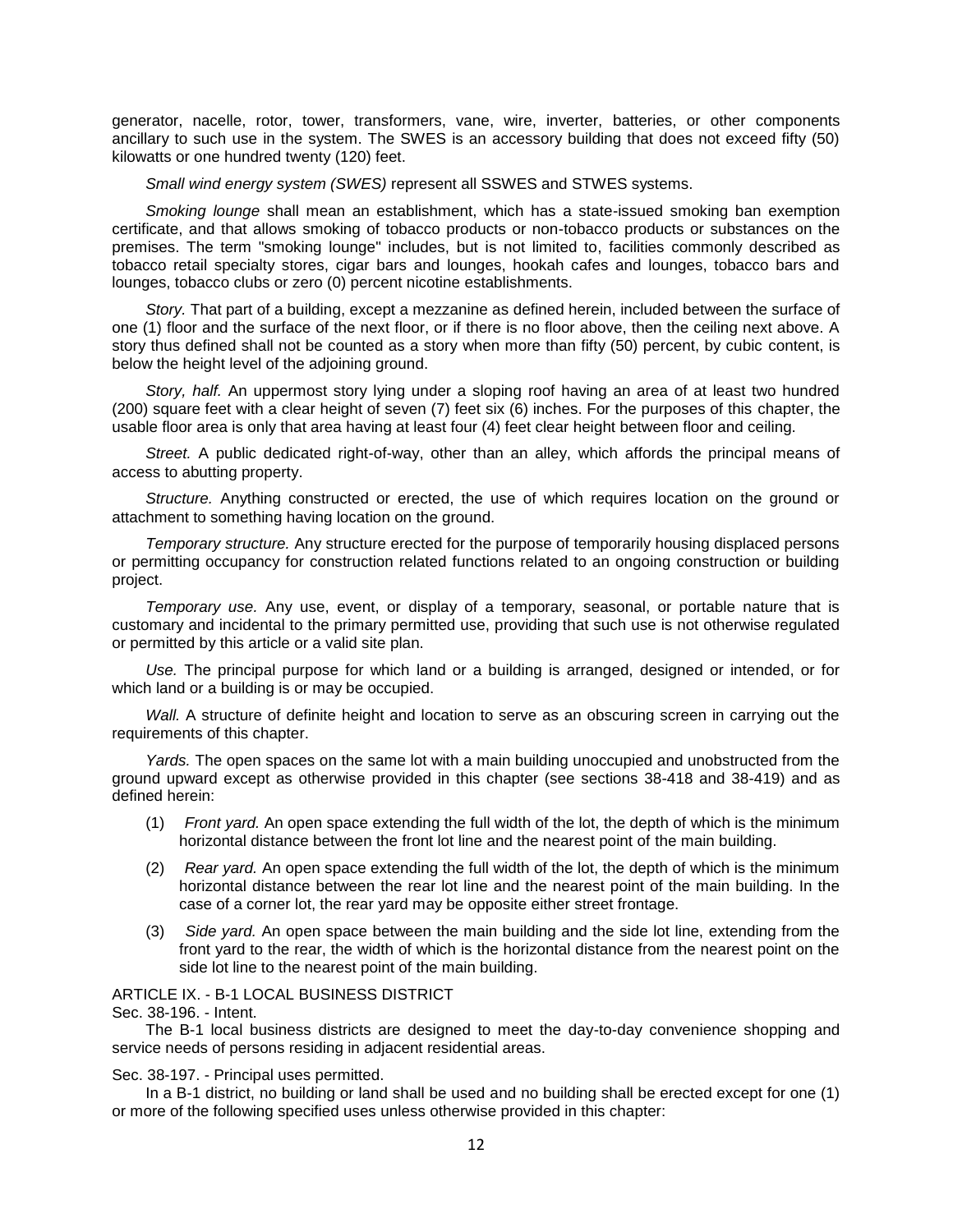generator, nacelle, rotor, tower, transformers, vane, wire, inverter, batteries, or other components ancillary to such use in the system. The SWES is an accessory building that does not exceed fifty (50) kilowatts or one hundred twenty (120) feet.

*Small wind energy system (SWES)* represent all SSWES and STWES systems.

*Smoking lounge* shall mean an establishment, which has a state-issued smoking ban exemption certificate, and that allows smoking of tobacco products or non-tobacco products or substances on the premises. The term "smoking lounge" includes, but is not limited to, facilities commonly described as tobacco retail specialty stores, cigar bars and lounges, hookah cafes and lounges, tobacco bars and lounges, tobacco clubs or zero (0) percent nicotine establishments.

*Story.* That part of a building, except a mezzanine as defined herein, included between the surface of one (1) floor and the surface of the next floor, or if there is no floor above, then the ceiling next above. A story thus defined shall not be counted as a story when more than fifty (50) percent, by cubic content, is below the height level of the adjoining ground.

*Story, half.* An uppermost story lying under a sloping roof having an area of at least two hundred (200) square feet with a clear height of seven (7) feet six (6) inches. For the purposes of this chapter, the usable floor area is only that area having at least four (4) feet clear height between floor and ceiling.

*Street.* A public dedicated right-of-way, other than an alley, which affords the principal means of access to abutting property.

*Structure.* Anything constructed or erected, the use of which requires location on the ground or attachment to something having location on the ground.

*Temporary structure.* Any structure erected for the purpose of temporarily housing displaced persons or permitting occupancy for construction related functions related to an ongoing construction or building project.

*Temporary use.* Any use, event, or display of a temporary, seasonal, or portable nature that is customary and incidental to the primary permitted use, providing that such use is not otherwise regulated or permitted by this article or a valid site plan.

*Use.* The principal purpose for which land or a building is arranged, designed or intended, or for which land or a building is or may be occupied.

*Wall.* A structure of definite height and location to serve as an obscuring screen in carrying out the requirements of this chapter.

*Yards.* The open spaces on the same lot with a main building unoccupied and unobstructed from the ground upward except as otherwise provided in this chapter (see sections 38-418 and 38-419) and as defined herein:

(1) *Front yard.* An open space extending the full width of the lot, the depth of which is the minimum horizontal distance between the front lot line and the nearest point of the main building.

(2) *Rear yard.* An open space extending the full width of the lot, the depth of which is the minimum horizontal distance between the rear lot line and the nearest point of the main building. In the case of a corner lot, the rear yard may be opposite either street frontage.

(3) *Side yard.* An open space between the main building and the side lot line, extending from the front yard to the rear, the width of which is the horizontal distance from the nearest point on the side lot line to the nearest point of the main building.

## ARTICLE IX. - B-1 LOCAL BUSINESS DISTRICT

### Sec. 38-196. - Intent.

The B-1 local business districts are designed to meet the day-to-day convenience shopping and service needs of persons residing in adjacent residential areas.

### Sec. 38-197. - Principal uses permitted.

In a B-1 district, no building or land shall be used and no building shall be erected except for one (1) or more of the following specified uses unless otherwise provided in this chapter: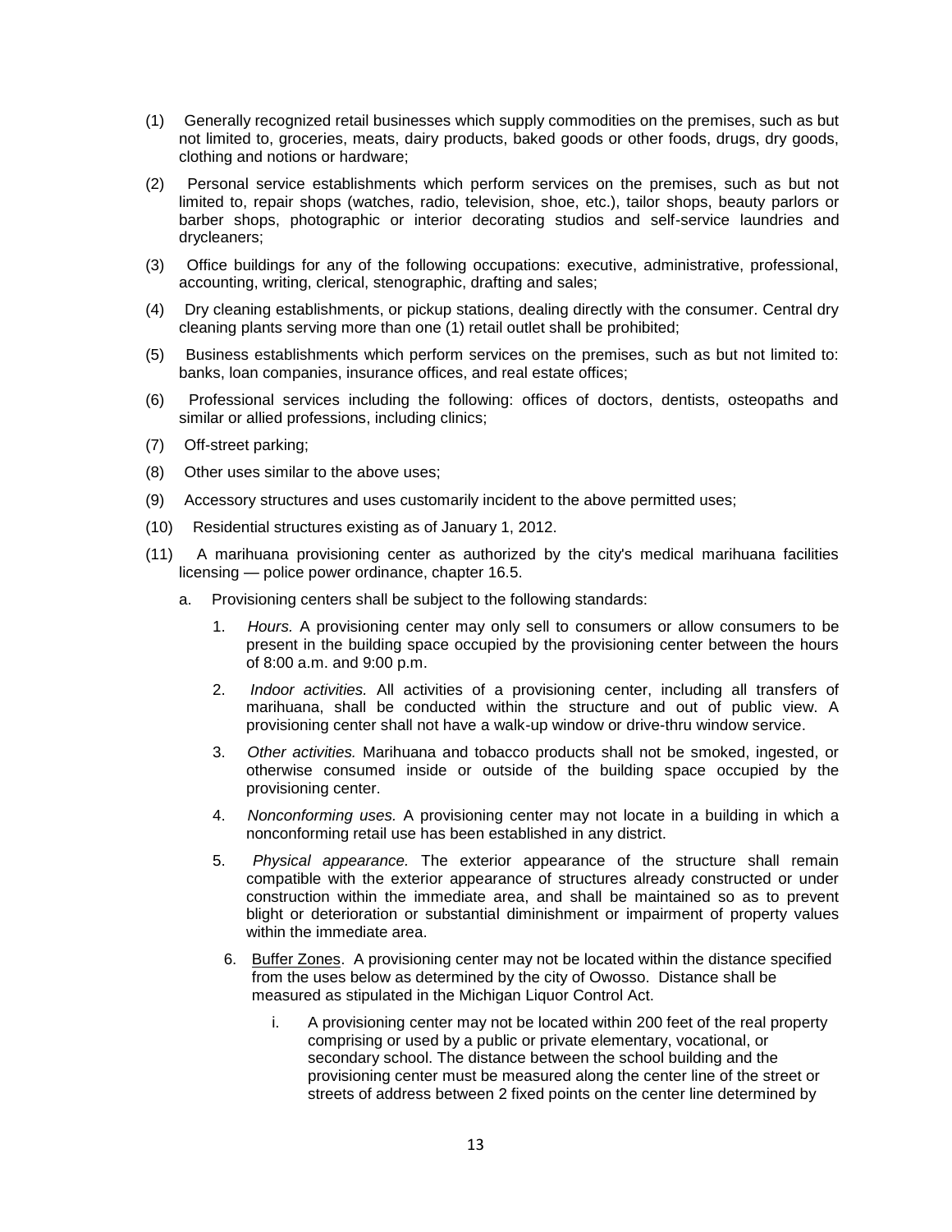(1) Generally recognized retail businesses which supply commodities on the premises, such as but not limited to, groceries, meats, dairy products, baked goods or other foods, drugs, dry goods, clothing and notions or hardware;

(2) Personal service establishments which perform services on the premises, such as but not limited to, repair shops (watches, radio, television, shoe, etc.), tailor shops, beauty parlors or barber shops, photographic or interior decorating studios and self-service laundries and drycleaners;

(3) Office buildings for any of the following occupations: executive, administrative, professional, accounting, writing, clerical, stenographic, drafting and sales;

(4) Dry cleaning establishments, or pickup stations, dealing directly with the consumer. Central dry cleaning plants serving more than one (1) retail outlet shall be prohibited;

(5) Business establishments which perform services on the premises, such as but not limited to: banks, loan companies, insurance offices, and real estate offices;

(6) Professional services including the following: offices of doctors, dentists, osteopaths and similar or allied professions, including clinics;

(7) Off-street parking;

(8) Other uses similar to the above uses;

(9) Accessory structures and uses customarily incident to the above permitted uses;

(10) Residential structures existing as of January 1, 2012.

(11) A marihuana provisioning center as authorized by the city's medical marihuana facilities licensing — police power ordinance, chapter 16.5.

  a. Provisioning centers shall be subject to the following standards:

    1. *Hours.* A provisioning center may only sell to consumers or allow consumers to be present in the building space occupied by the provisioning center between the hours of 8:00 a.m. and 9:00 p.m.

    2. *Indoor activities.* All activities of a provisioning center, including all transfers of marihuana, shall be conducted within the structure and out of public view. A provisioning center shall not have a walk-up window or drive-thru window service.

    3. *Other activities.* Marihuana and tobacco products shall not be smoked, ingested, or otherwise consumed inside or outside of the building space occupied by the provisioning center.

    4. *Nonconforming uses.* A provisioning center may not locate in a building in which a nonconforming retail use has been established in any district.

    5. *Physical appearance.* The exterior appearance of the structure shall remain compatible with the exterior appearance of structures already constructed or under construction within the immediate area, and shall be maintained so as to prevent blight or deterioration or substantial diminishment or impairment of property values within the immediate area.

    6. <u>Buffer Zones</u>. A provisioning center may not be located within the distance specified from the uses below as determined by the city of Owosso. Distance shall be measured as stipulated in the Michigan Liquor Control Act.

      i. A provisioning center may not be located within 200 feet of the real property comprising or used by a public or private elementary, vocational, or secondary school. The distance between the school building and the provisioning center must be measured along the center line of the street or streets of address between 2 fixed points on the center line determined by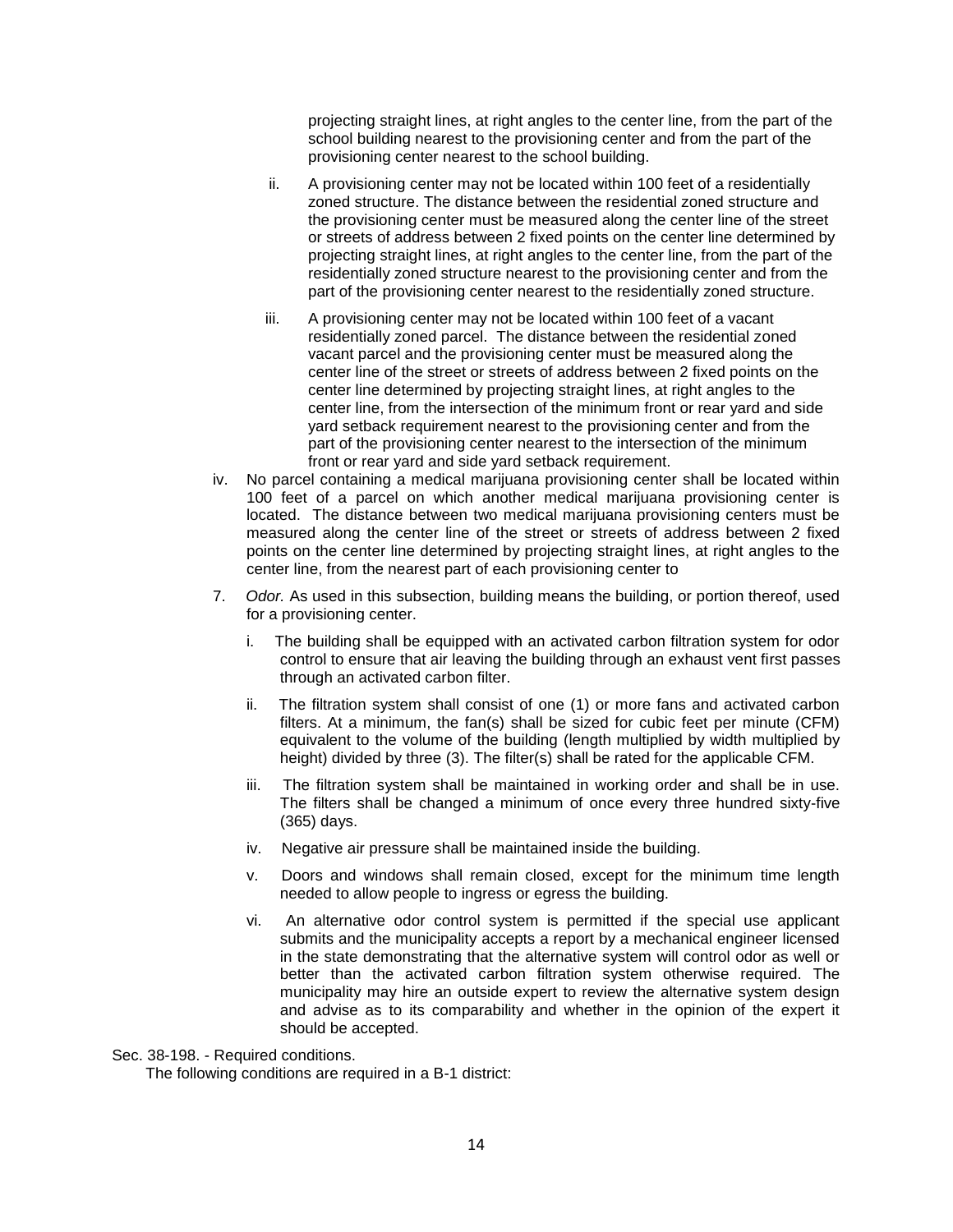projecting straight lines, at right angles to the center line, from the part of the school building nearest to the provisioning center and from the part of the provisioning center nearest to the school building.

ii. A provisioning center may not be located within 100 feet of a residentially zoned structure. The distance between the residential zoned structure and the provisioning center must be measured along the center line of the street or streets of address between 2 fixed points on the center line determined by projecting straight lines, at right angles to the center line, from the part of the residentially zoned structure nearest to the provisioning center and from the part of the provisioning center nearest to the residentially zoned structure.

iii. A provisioning center may not be located within 100 feet of a vacant residentially zoned parcel. The distance between the residential zoned vacant parcel and the provisioning center must be measured along the center line of the street or streets of address between 2 fixed points on the center line determined by projecting straight lines, at right angles to the center line, from the intersection of the minimum front or rear yard and side yard setback requirement nearest to the provisioning center and from the part of the provisioning center nearest to the intersection of the minimum front or rear yard and side yard setback requirement.

iv. No parcel containing a medical marijuana provisioning center shall be located within 100 feet of a parcel on which another medical marijuana provisioning center is located. The distance between two medical marijuana provisioning centers must be measured along the center line of the street or streets of address between 2 fixed points on the center line determined by projecting straight lines, at right angles to the center line, from the nearest part of each provisioning center to

7. *Odor.* As used in this subsection, building means the building, or portion thereof, used for a provisioning center.

   i. The building shall be equipped with an activated carbon filtration system for odor control to ensure that air leaving the building through an exhaust vent first passes through an activated carbon filter.

   ii. The filtration system shall consist of one (1) or more fans and activated carbon filters. At a minimum, the fan(s) shall be sized for cubic feet per minute (CFM) equivalent to the volume of the building (length multiplied by width multiplied by height) divided by three (3). The filter(s) shall be rated for the applicable CFM.

   iii. The filtration system shall be maintained in working order and shall be in use. The filters shall be changed a minimum of once every three hundred sixty-five (365) days.

   iv. Negative air pressure shall be maintained inside the building.

   v. Doors and windows shall remain closed, except for the minimum time length needed to allow people to ingress or egress the building.

   vi. An alternative odor control system is permitted if the special use applicant submits and the municipality accepts a report by a mechanical engineer licensed in the state demonstrating that the alternative system will control odor as well or better than the activated carbon filtration system otherwise required. The municipality may hire an outside expert to review the alternative system design and advise as to its comparability and whether in the opinion of the expert it should be accepted.

Sec. 38-198. - Required conditions.

The following conditions are required in a B-1 district: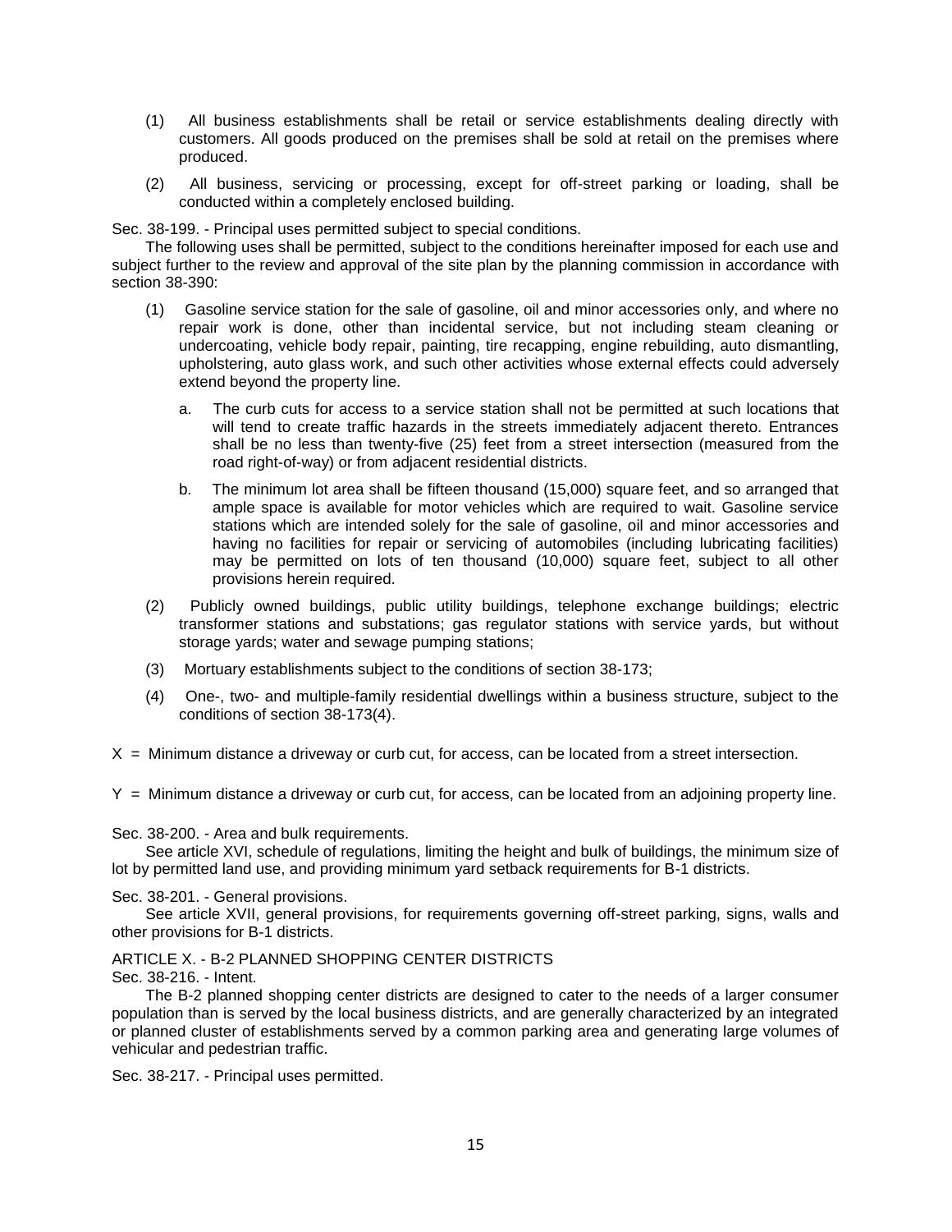(1) All business establishments shall be retail or service establishments dealing directly with customers. All goods produced on the premises shall be sold at retail on the premises where produced.

(2) All business, servicing or processing, except for off-street parking or loading, shall be conducted within a completely enclosed building.

Sec. 38-199. - Principal uses permitted subject to special conditions.

The following uses shall be permitted, subject to the conditions hereinafter imposed for each use and subject further to the review and approval of the site plan by the planning commission in accordance with section 38-390:

(1) Gasoline service station for the sale of gasoline, oil and minor accessories only, and where no repair work is done, other than incidental service, but not including steam cleaning or undercoating, vehicle body repair, painting, tire recapping, engine rebuilding, auto dismantling, upholstering, auto glass work, and such other activities whose external effects could adversely extend beyond the property line.

   a. The curb cuts for access to a service station shall not be permitted at such locations that will tend to create traffic hazards in the streets immediately adjacent thereto. Entrances shall be no less than twenty-five (25) feet from a street intersection (measured from the road right-of-way) or from adjacent residential districts.

   b. The minimum lot area shall be fifteen thousand (15,000) square feet, and so arranged that ample space is available for motor vehicles which are required to wait. Gasoline service stations which are intended solely for the sale of gasoline, oil and minor accessories and having no facilities for repair or servicing of automobiles (including lubricating facilities) may be permitted on lots of ten thousand (10,000) square feet, subject to all other provisions herein required.

(2) Publicly owned buildings, public utility buildings, telephone exchange buildings; electric transformer stations and substations; gas regulator stations with service yards, but without storage yards; water and sewage pumping stations;

(3) Mortuary establishments subject to the conditions of section 38-173;

(4) One-, two- and multiple-family residential dwellings within a business structure, subject to the conditions of section 38-173(4).

X = Minimum distance a driveway or curb cut, for access, can be located from a street intersection.

Y = Minimum distance a driveway or curb cut, for access, can be located from an adjoining property line.

Sec. 38-200. - Area and bulk requirements.

See article XVI, schedule of regulations, limiting the height and bulk of buildings, the minimum size of lot by permitted land use, and providing minimum yard setback requirements for B-1 districts.

Sec. 38-201. - General provisions.

See article XVII, general provisions, for requirements governing off-street parking, signs, walls and other provisions for B-1 districts.

## ARTICLE X. - B-2 PLANNED SHOPPING CENTER DISTRICTS

Sec. 38-216. - Intent.

The B-2 planned shopping center districts are designed to cater to the needs of a larger consumer population than is served by the local business districts, and are generally characterized by an integrated or planned cluster of establishments served by a common parking area and generating large volumes of vehicular and pedestrian traffic.

Sec. 38-217. - Principal uses permitted.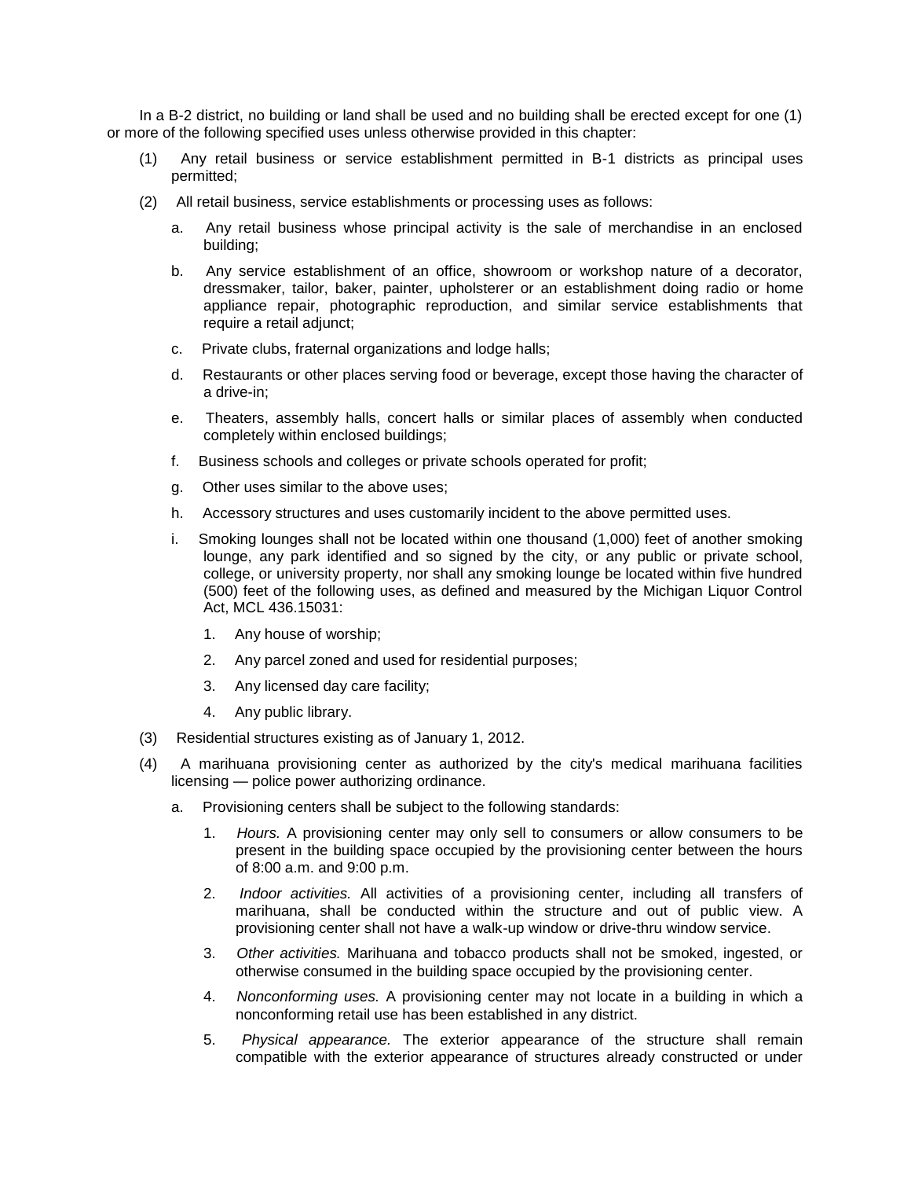In a B-2 district, no building or land shall be used and no building shall be erected except for one (1) or more of the following specified uses unless otherwise provided in this chapter:

(1) Any retail business or service establishment permitted in B-1 districts as principal uses permitted;

(2) All retail business, service establishments or processing uses as follows:

a. Any retail business whose principal activity is the sale of merchandise in an enclosed building;

b. Any service establishment of an office, showroom or workshop nature of a decorator, dressmaker, tailor, baker, painter, upholsterer or an establishment doing radio or home appliance repair, photographic reproduction, and similar service establishments that require a retail adjunct;

c. Private clubs, fraternal organizations and lodge halls;

d. Restaurants or other places serving food or beverage, except those having the character of a drive-in;

e. Theaters, assembly halls, concert halls or similar places of assembly when conducted completely within enclosed buildings;

f. Business schools and colleges or private schools operated for profit;

g. Other uses similar to the above uses;

h. Accessory structures and uses customarily incident to the above permitted uses.

i. Smoking lounges shall not be located within one thousand (1,000) feet of another smoking lounge, any park identified and so signed by the city, or any public or private school, college, or university property, nor shall any smoking lounge be located within five hundred (500) feet of the following uses, as defined and measured by the Michigan Liquor Control Act, MCL 436.15031:

1. Any house of worship;

2. Any parcel zoned and used for residential purposes;

3. Any licensed day care facility;

4. Any public library.

(3) Residential structures existing as of January 1, 2012.

(4) A marihuana provisioning center as authorized by the city's medical marihuana facilities licensing — police power authorizing ordinance.

a. Provisioning centers shall be subject to the following standards:

1. *Hours.* A provisioning center may only sell to consumers or allow consumers to be present in the building space occupied by the provisioning center between the hours of 8:00 a.m. and 9:00 p.m.

2. *Indoor activities.* All activities of a provisioning center, including all transfers of marihuana, shall be conducted within the structure and out of public view. A provisioning center shall not have a walk-up window or drive-thru window service.

3. *Other activities.* Marihuana and tobacco products shall not be smoked, ingested, or otherwise consumed in the building space occupied by the provisioning center.

4. *Nonconforming uses.* A provisioning center may not locate in a building in which a nonconforming retail use has been established in any district.

5. *Physical appearance.* The exterior appearance of the structure shall remain compatible with the exterior appearance of structures already constructed or under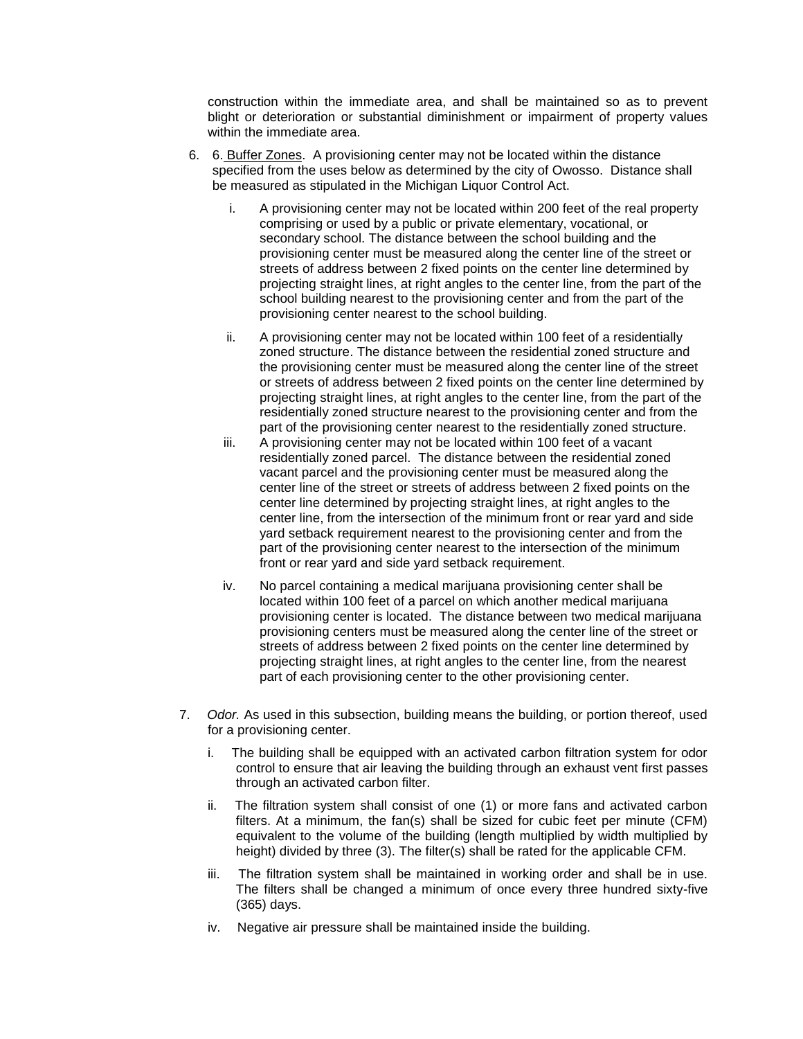construction within the immediate area, and shall be maintained so as to prevent blight or deterioration or substantial diminishment or impairment of property values within the immediate area.

6. 6. Buffer Zones. A provisioning center may not be located within the distance specified from the uses below as determined by the city of Owosso. Distance shall be measured as stipulated in the Michigan Liquor Control Act.

   i. A provisioning center may not be located within 200 feet of the real property comprising or used by a public or private elementary, vocational, or secondary school. The distance between the school building and the provisioning center must be measured along the center line of the street or streets of address between 2 fixed points on the center line determined by projecting straight lines, at right angles to the center line, from the part of the school building nearest to the provisioning center and from the part of the provisioning center nearest to the school building.

   ii. A provisioning center may not be located within 100 feet of a residentially zoned structure. The distance between the residential zoned structure and the provisioning center must be measured along the center line of the street or streets of address between 2 fixed points on the center line determined by projecting straight lines, at right angles to the center line, from the part of the residentially zoned structure nearest to the provisioning center and from the part of the provisioning center nearest to the residentially zoned structure.

   iii. A provisioning center may not be located within 100 feet of a vacant residentially zoned parcel. The distance between the residential zoned vacant parcel and the provisioning center must be measured along the center line of the street or streets of address between 2 fixed points on the center line determined by projecting straight lines, at right angles to the center line, from the intersection of the minimum front or rear yard and side yard setback requirement nearest to the provisioning center and from the part of the provisioning center nearest to the intersection of the minimum front or rear yard and side yard setback requirement.

   iv. No parcel containing a medical marijuana provisioning center shall be located within 100 feet of a parcel on which another medical marijuana provisioning center is located. The distance between two medical marijuana provisioning centers must be measured along the center line of the street or streets of address between 2 fixed points on the center line determined by projecting straight lines, at right angles to the center line, from the nearest part of each provisioning center to the other provisioning center.

7. *Odor.* As used in this subsection, building means the building, or portion thereof, used for a provisioning center.

   i. The building shall be equipped with an activated carbon filtration system for odor control to ensure that air leaving the building through an exhaust vent first passes through an activated carbon filter.

   ii. The filtration system shall consist of one (1) or more fans and activated carbon filters. At a minimum, the fan(s) shall be sized for cubic feet per minute (CFM) equivalent to the volume of the building (length multiplied by width multiplied by height) divided by three (3). The filter(s) shall be rated for the applicable CFM.

   iii. The filtration system shall be maintained in working order and shall be in use. The filters shall be changed a minimum of once every three hundred sixty-five (365) days.

   iv. Negative air pressure shall be maintained inside the building.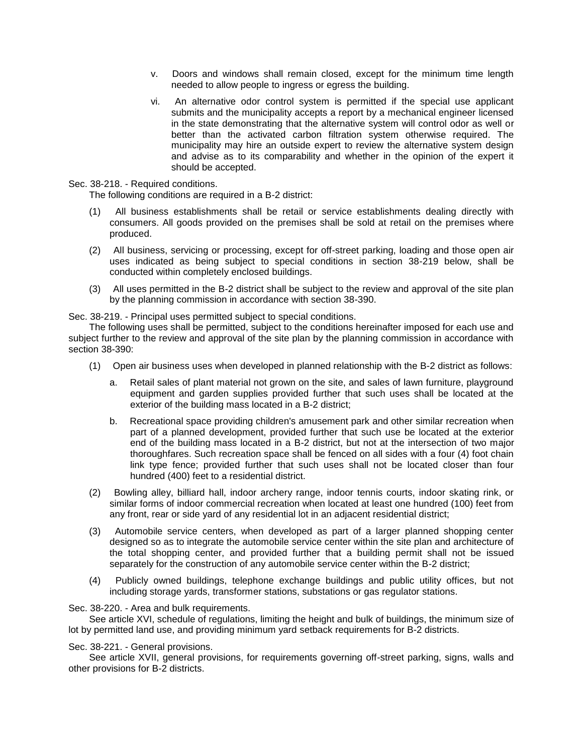v. Doors and windows shall remain closed, except for the minimum time length needed to allow people to ingress or egress the building.

vi. An alternative odor control system is permitted if the special use applicant submits and the municipality accepts a report by a mechanical engineer licensed in the state demonstrating that the alternative system will control odor as well or better than the activated carbon filtration system otherwise required. The municipality may hire an outside expert to review the alternative system design and advise as to its comparability and whether in the opinion of the expert it should be accepted.

Sec. 38-218. - Required conditions.

The following conditions are required in a B-2 district:

(1) All business establishments shall be retail or service establishments dealing directly with consumers. All goods provided on the premises shall be sold at retail on the premises where produced.

(2) All business, servicing or processing, except for off-street parking, loading and those open air uses indicated as being subject to special conditions in section 38-219 below, shall be conducted within completely enclosed buildings.

(3) All uses permitted in the B-2 district shall be subject to the review and approval of the site plan by the planning commission in accordance with section 38-390.

Sec. 38-219. - Principal uses permitted subject to special conditions.

The following uses shall be permitted, subject to the conditions hereinafter imposed for each use and subject further to the review and approval of the site plan by the planning commission in accordance with section 38-390:

(1) Open air business uses when developed in planned relationship with the B-2 district as follows:

a. Retail sales of plant material not grown on the site, and sales of lawn furniture, playground equipment and garden supplies provided further that such uses shall be located at the exterior of the building mass located in a B-2 district;

b. Recreational space providing children's amusement park and other similar recreation when part of a planned development, provided further that such use be located at the exterior end of the building mass located in a B-2 district, but not at the intersection of two major thoroughfares. Such recreation space shall be fenced on all sides with a four (4) foot chain link type fence; provided further that such uses shall not be located closer than four hundred (400) feet to a residential district.

(2) Bowling alley, billiard hall, indoor archery range, indoor tennis courts, indoor skating rink, or similar forms of indoor commercial recreation when located at least one hundred (100) feet from any front, rear or side yard of any residential lot in an adjacent residential district;

(3) Automobile service centers, when developed as part of a larger planned shopping center designed so as to integrate the automobile service center within the site plan and architecture of the total shopping center, and provided further that a building permit shall not be issued separately for the construction of any automobile service center within the B-2 district;

(4) Publicly owned buildings, telephone exchange buildings and public utility offices, but not including storage yards, transformer stations, substations or gas regulator stations.

Sec. 38-220. - Area and bulk requirements.

See article XVI, schedule of regulations, limiting the height and bulk of buildings, the minimum size of lot by permitted land use, and providing minimum yard setback requirements for B-2 districts.

Sec. 38-221. - General provisions.

See article XVII, general provisions, for requirements governing off-street parking, signs, walls and other provisions for B-2 districts.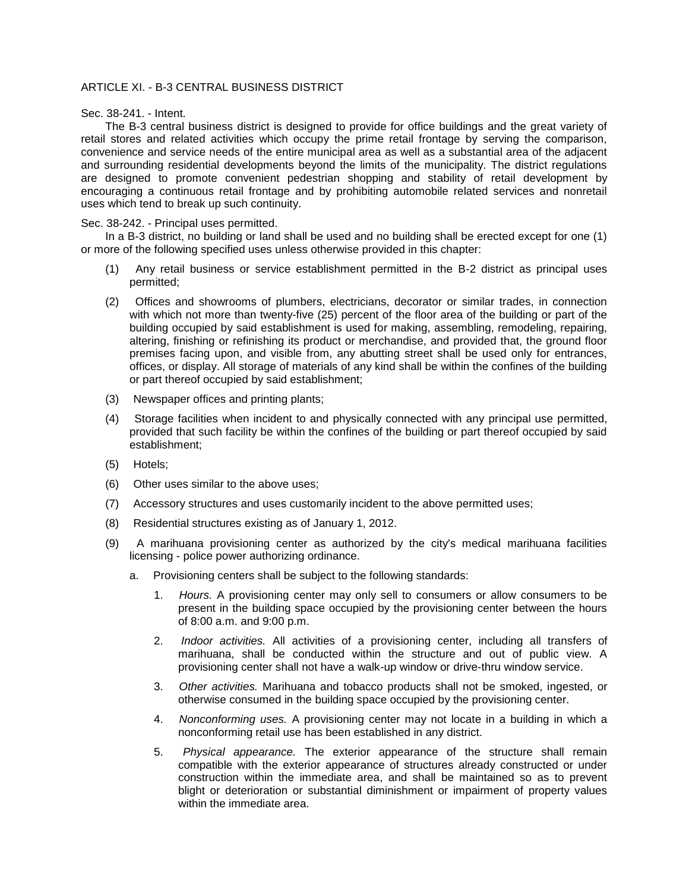## ARTICLE XI. - B-3 CENTRAL BUSINESS DISTRICT

### Sec. 38-241. - Intent.

The B-3 central business district is designed to provide for office buildings and the great variety of retail stores and related activities which occupy the prime retail frontage by serving the comparison, convenience and service needs of the entire municipal area as well as a substantial area of the adjacent and surrounding residential developments beyond the limits of the municipality. The district regulations are designed to promote convenient pedestrian shopping and stability of retail development by encouraging a continuous retail frontage and by prohibiting automobile related services and nonretail uses which tend to break up such continuity.

### Sec. 38-242. - Principal uses permitted.

In a B-3 district, no building or land shall be used and no building shall be erected except for one (1) or more of the following specified uses unless otherwise provided in this chapter:

(1) Any retail business or service establishment permitted in the B-2 district as principal uses permitted;

(2) Offices and showrooms of plumbers, electricians, decorator or similar trades, in connection with which not more than twenty-five (25) percent of the floor area of the building or part of the building occupied by said establishment is used for making, assembling, remodeling, repairing, altering, finishing or refinishing its product or merchandise, and provided that, the ground floor premises facing upon, and visible from, any abutting street shall be used only for entrances, offices, or display. All storage of materials of any kind shall be within the confines of the building or part thereof occupied by said establishment;

(3) Newspaper offices and printing plants;

(4) Storage facilities when incident to and physically connected with any principal use permitted, provided that such facility be within the confines of the building or part thereof occupied by said establishment;

(5) Hotels;

(6) Other uses similar to the above uses;

(7) Accessory structures and uses customarily incident to the above permitted uses;

(8) Residential structures existing as of January 1, 2012.

(9) A marihuana provisioning center as authorized by the city's medical marihuana facilities licensing - police power authorizing ordinance.

   a. Provisioning centers shall be subject to the following standards:

      1. *Hours.* A provisioning center may only sell to consumers or allow consumers to be present in the building space occupied by the provisioning center between the hours of 8:00 a.m. and 9:00 p.m.

      2. *Indoor activities.* All activities of a provisioning center, including all transfers of marihuana, shall be conducted within the structure and out of public view. A provisioning center shall not have a walk-up window or drive-thru window service.

      3. *Other activities.* Marihuana and tobacco products shall not be smoked, ingested, or otherwise consumed in the building space occupied by the provisioning center.

      4. *Nonconforming uses.* A provisioning center may not locate in a building in which a nonconforming retail use has been established in any district.

      5. *Physical appearance.* The exterior appearance of the structure shall remain compatible with the exterior appearance of structures already constructed or under construction within the immediate area, and shall be maintained so as to prevent blight or deterioration or substantial diminishment or impairment of property values within the immediate area.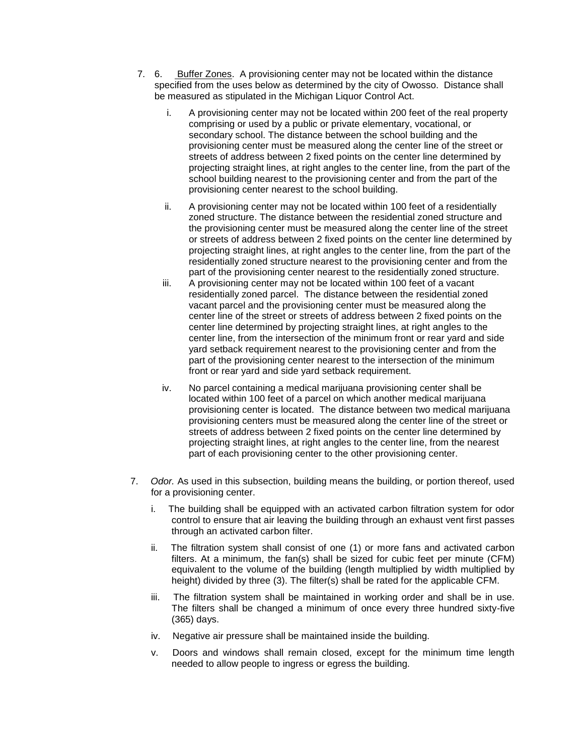7. 6. <u>Buffer Zones</u>. A provisioning center may not be located within the distance specified from the uses below as determined by the city of Owosso. Distance shall be measured as stipulated in the Michigan Liquor Control Act.

   i. A provisioning center may not be located within 200 feet of the real property comprising or used by a public or private elementary, vocational, or secondary school. The distance between the school building and the provisioning center must be measured along the center line of the street or streets of address between 2 fixed points on the center line determined by projecting straight lines, at right angles to the center line, from the part of the school building nearest to the provisioning center and from the part of the provisioning center nearest to the school building.

   ii. A provisioning center may not be located within 100 feet of a residentially zoned structure. The distance between the residential zoned structure and the provisioning center must be measured along the center line of the street or streets of address between 2 fixed points on the center line determined by projecting straight lines, at right angles to the center line, from the part of the residentially zoned structure nearest to the provisioning center and from the part of the provisioning center nearest to the residentially zoned structure.

   iii. A provisioning center may not be located within 100 feet of a vacant residentially zoned parcel. The distance between the residential zoned vacant parcel and the provisioning center must be measured along the center line of the street or streets of address between 2 fixed points on the center line determined by projecting straight lines, at right angles to the center line, from the intersection of the minimum front or rear yard and side yard setback requirement nearest to the provisioning center and from the part of the provisioning center nearest to the intersection of the minimum front or rear yard and side yard setback requirement.

   iv. No parcel containing a medical marijuana provisioning center shall be located within 100 feet of a parcel on which another medical marijuana provisioning center is located. The distance between two medical marijuana provisioning centers must be measured along the center line of the street or streets of address between 2 fixed points on the center line determined by projecting straight lines, at right angles to the center line, from the nearest part of each provisioning center to the other provisioning center.

7. *Odor.* As used in this subsection, building means the building, or portion thereof, used for a provisioning center.

   i. The building shall be equipped with an activated carbon filtration system for odor control to ensure that air leaving the building through an exhaust vent first passes through an activated carbon filter.

   ii. The filtration system shall consist of one (1) or more fans and activated carbon filters. At a minimum, the fan(s) shall be sized for cubic feet per minute (CFM) equivalent to the volume of the building (length multiplied by width multiplied by height) divided by three (3). The filter(s) shall be rated for the applicable CFM.

   iii. The filtration system shall be maintained in working order and shall be in use. The filters shall be changed a minimum of once every three hundred sixty-five (365) days.

   iv. Negative air pressure shall be maintained inside the building.

   v. Doors and windows shall remain closed, except for the minimum time length needed to allow people to ingress or egress the building.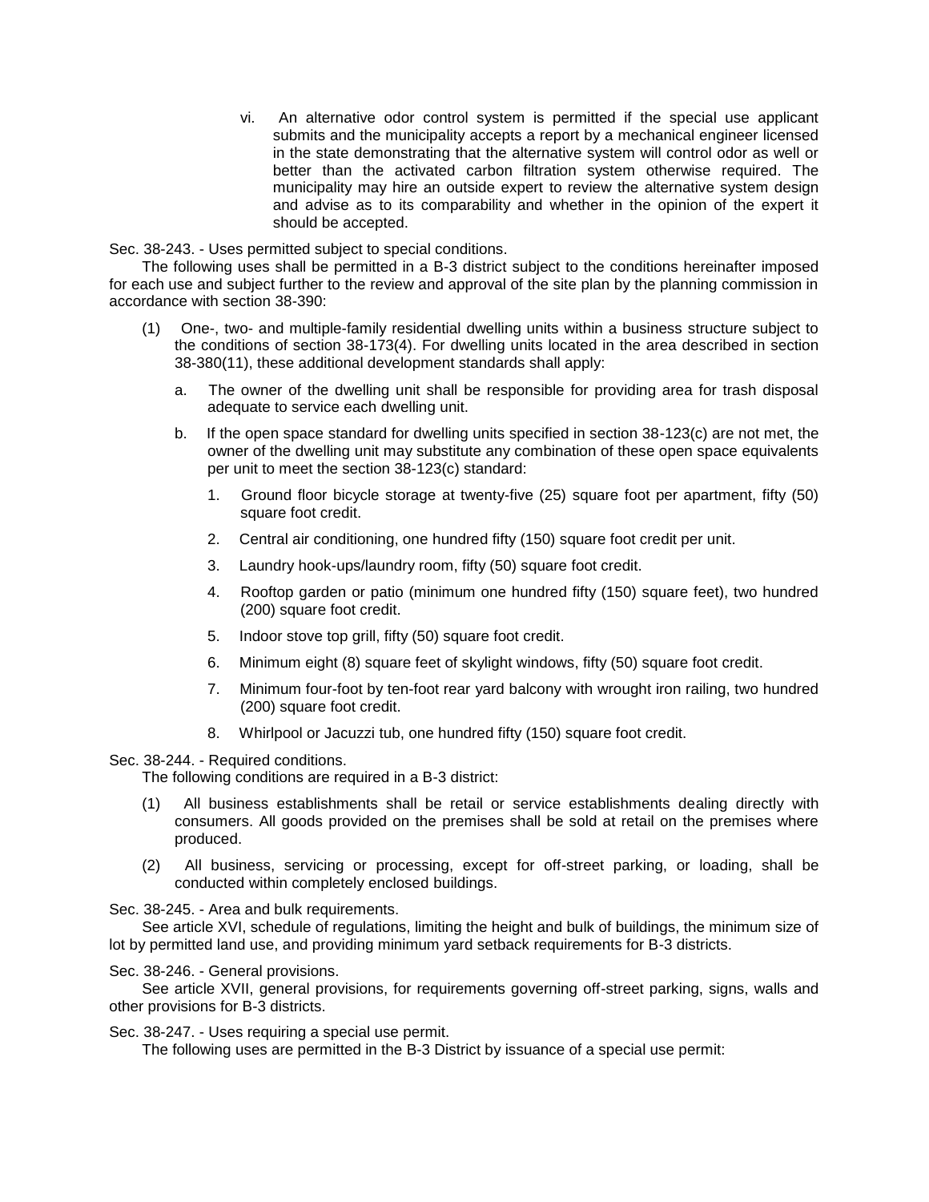vi. An alternative odor control system is permitted if the special use applicant submits and the municipality accepts a report by a mechanical engineer licensed in the state demonstrating that the alternative system will control odor as well or better than the activated carbon filtration system otherwise required. The municipality may hire an outside expert to review the alternative system design and advise as to its comparability and whether in the opinion of the expert it should be accepted.

Sec. 38-243. - Uses permitted subject to special conditions.

The following uses shall be permitted in a B-3 district subject to the conditions hereinafter imposed for each use and subject further to the review and approval of the site plan by the planning commission in accordance with section 38-390:

(1) One-, two- and multiple-family residential dwelling units within a business structure subject to the conditions of section 38-173(4). For dwelling units located in the area described in section 38-380(11), these additional development standards shall apply:

  a. The owner of the dwelling unit shall be responsible for providing area for trash disposal adequate to service each dwelling unit.

  b. If the open space standard for dwelling units specified in section 38-123(c) are not met, the owner of the dwelling unit may substitute any combination of these open space equivalents per unit to meet the section 38-123(c) standard:

    1. Ground floor bicycle storage at twenty-five (25) square foot per apartment, fifty (50) square foot credit.

    2. Central air conditioning, one hundred fifty (150) square foot credit per unit.

    3. Laundry hook-ups/laundry room, fifty (50) square foot credit.

    4. Rooftop garden or patio (minimum one hundred fifty (150) square feet), two hundred (200) square foot credit.

    5. Indoor stove top grill, fifty (50) square foot credit.

    6. Minimum eight (8) square feet of skylight windows, fifty (50) square foot credit.

    7. Minimum four-foot by ten-foot rear yard balcony with wrought iron railing, two hundred (200) square foot credit.

    8. Whirlpool or Jacuzzi tub, one hundred fifty (150) square foot credit.

Sec. 38-244. - Required conditions.

The following conditions are required in a B-3 district:

(1) All business establishments shall be retail or service establishments dealing directly with consumers. All goods provided on the premises shall be sold at retail on the premises where produced.

(2) All business, servicing or processing, except for off-street parking, or loading, shall be conducted within completely enclosed buildings.

Sec. 38-245. - Area and bulk requirements.

See article XVI, schedule of regulations, limiting the height and bulk of buildings, the minimum size of lot by permitted land use, and providing minimum yard setback requirements for B-3 districts.

Sec. 38-246. - General provisions.

See article XVII, general provisions, for requirements governing off-street parking, signs, walls and other provisions for B-3 districts.

Sec. 38-247. - Uses requiring a special use permit.

The following uses are permitted in the B-3 District by issuance of a special use permit: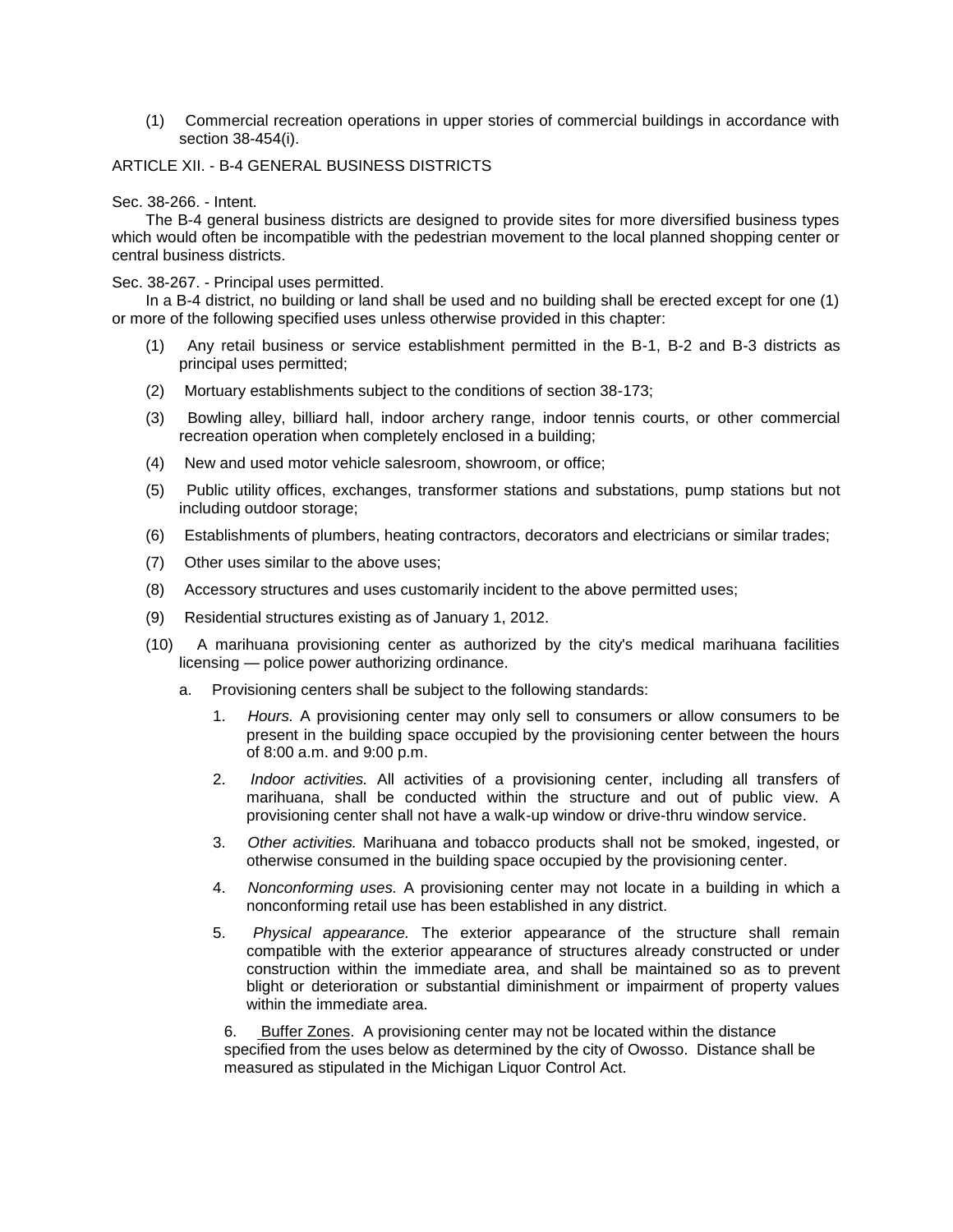(1) Commercial recreation operations in upper stories of commercial buildings in accordance with section 38-454(i).

## ARTICLE XII. - B-4 GENERAL BUSINESS DISTRICTS

### Sec. 38-266. - Intent.

The B-4 general business districts are designed to provide sites for more diversified business types which would often be incompatible with the pedestrian movement to the local planned shopping center or central business districts.

### Sec. 38-267. - Principal uses permitted.

In a B-4 district, no building or land shall be used and no building shall be erected except for one (1) or more of the following specified uses unless otherwise provided in this chapter:

(1) Any retail business or service establishment permitted in the B-1, B-2 and B-3 districts as principal uses permitted;

(2) Mortuary establishments subject to the conditions of section 38-173;

(3) Bowling alley, billiard hall, indoor archery range, indoor tennis courts, or other commercial recreation operation when completely enclosed in a building;

(4) New and used motor vehicle salesroom, showroom, or office;

(5) Public utility offices, exchanges, transformer stations and substations, pump stations but not including outdoor storage;

(6) Establishments of plumbers, heating contractors, decorators and electricians or similar trades;

(7) Other uses similar to the above uses;

(8) Accessory structures and uses customarily incident to the above permitted uses;

(9) Residential structures existing as of January 1, 2012.

(10) A marihuana provisioning center as authorized by the city's medical marihuana facilities licensing — police power authorizing ordinance.

a. Provisioning centers shall be subject to the following standards:

1. *Hours.* A provisioning center may only sell to consumers or allow consumers to be present in the building space occupied by the provisioning center between the hours of 8:00 a.m. and 9:00 p.m.

2. *Indoor activities.* All activities of a provisioning center, including all transfers of marihuana, shall be conducted within the structure and out of public view. A provisioning center shall not have a walk-up window or drive-thru window service.

3. *Other activities.* Marihuana and tobacco products shall not be smoked, ingested, or otherwise consumed in the building space occupied by the provisioning center.

4. *Nonconforming uses.* A provisioning center may not locate in a building in which a nonconforming retail use has been established in any district.

5. *Physical appearance.* The exterior appearance of the structure shall remain compatible with the exterior appearance of structures already constructed or under construction within the immediate area, and shall be maintained so as to prevent blight or deterioration or substantial diminishment or impairment of property values within the immediate area.

6. Buffer Zones. A provisioning center may not be located within the distance specified from the uses below as determined by the city of Owosso. Distance shall be measured as stipulated in the Michigan Liquor Control Act.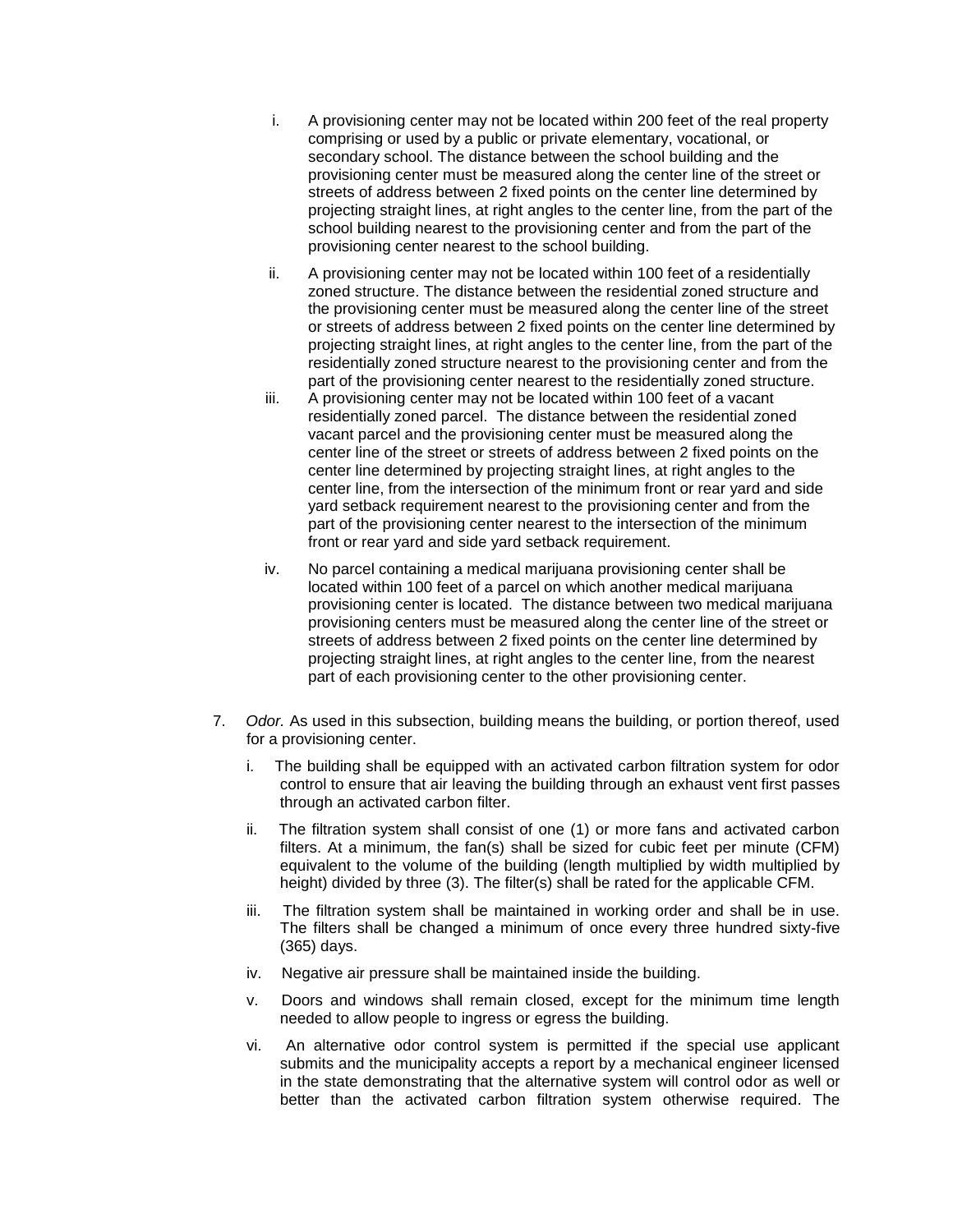i. A provisioning center may not be located within 200 feet of the real property comprising or used by a public or private elementary, vocational, or secondary school. The distance between the school building and the provisioning center must be measured along the center line of the street or streets of address between 2 fixed points on the center line determined by projecting straight lines, at right angles to the center line, from the part of the school building nearest to the provisioning center and from the part of the provisioning center nearest to the school building.

ii. A provisioning center may not be located within 100 feet of a residentially zoned structure. The distance between the residential zoned structure and the provisioning center must be measured along the center line of the street or streets of address between 2 fixed points on the center line determined by projecting straight lines, at right angles to the center line, from the part of the residentially zoned structure nearest to the provisioning center and from the part of the provisioning center nearest to the residentially zoned structure.

iii. A provisioning center may not be located within 100 feet of a vacant residentially zoned parcel. The distance between the residential zoned vacant parcel and the provisioning center must be measured along the center line of the street or streets of address between 2 fixed points on the center line determined by projecting straight lines, at right angles to the center line, from the intersection of the minimum front or rear yard and side yard setback requirement nearest to the provisioning center and from the part of the provisioning center nearest to the intersection of the minimum front or rear yard and side yard setback requirement.

iv. No parcel containing a medical marijuana provisioning center shall be located within 100 feet of a parcel on which another medical marijuana provisioning center is located. The distance between two medical marijuana provisioning centers must be measured along the center line of the street or streets of address between 2 fixed points on the center line determined by projecting straight lines, at right angles to the center line, from the nearest part of each provisioning center to the other provisioning center.

7. *Odor.* As used in this subsection, building means the building, or portion thereof, used for a provisioning center.

   i. The building shall be equipped with an activated carbon filtration system for odor control to ensure that air leaving the building through an exhaust vent first passes through an activated carbon filter.

   ii. The filtration system shall consist of one (1) or more fans and activated carbon filters. At a minimum, the fan(s) shall be sized for cubic feet per minute (CFM) equivalent to the volume of the building (length multiplied by width multiplied by height) divided by three (3). The filter(s) shall be rated for the applicable CFM.

   iii. The filtration system shall be maintained in working order and shall be in use. The filters shall be changed a minimum of once every three hundred sixty-five (365) days.

   iv. Negative air pressure shall be maintained inside the building.

   v. Doors and windows shall remain closed, except for the minimum time length needed to allow people to ingress or egress the building.

   vi. An alternative odor control system is permitted if the special use applicant submits and the municipality accepts a report by a mechanical engineer licensed in the state demonstrating that the alternative system will control odor as well or better than the activated carbon filtration system otherwise required. The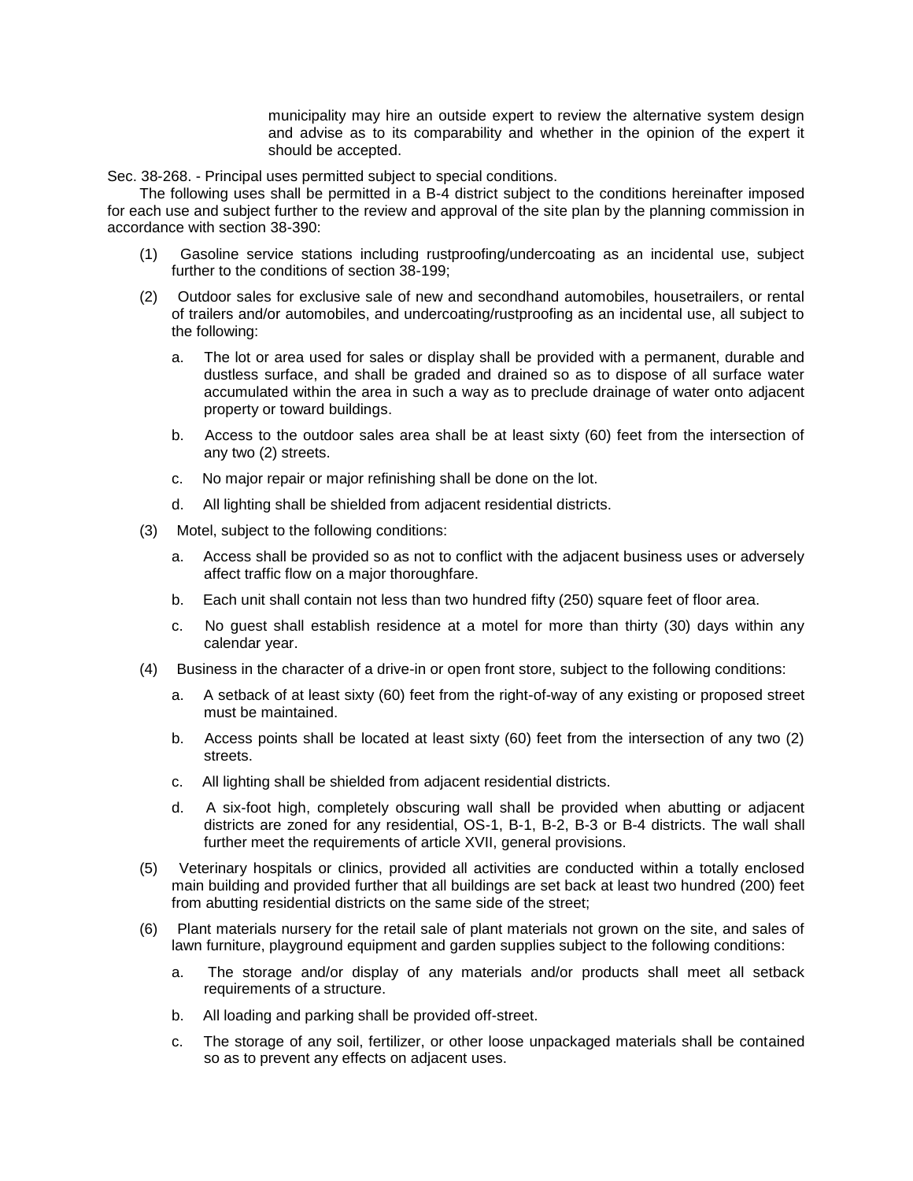municipality may hire an outside expert to review the alternative system design and advise as to its comparability and whether in the opinion of the expert it should be accepted.

Sec. 38-268. - Principal uses permitted subject to special conditions.

The following uses shall be permitted in a B-4 district subject to the conditions hereinafter imposed for each use and subject further to the review and approval of the site plan by the planning commission in accordance with section 38-390:

(1) Gasoline service stations including rustproofing/undercoating as an incidental use, subject further to the conditions of section 38-199;

(2) Outdoor sales for exclusive sale of new and secondhand automobiles, housetrailers, or rental of trailers and/or automobiles, and undercoating/rustproofing as an incidental use, all subject to the following:

   a. The lot or area used for sales or display shall be provided with a permanent, durable and dustless surface, and shall be graded and drained so as to dispose of all surface water accumulated within the area in such a way as to preclude drainage of water onto adjacent property or toward buildings.

   b. Access to the outdoor sales area shall be at least sixty (60) feet from the intersection of any two (2) streets.

   c. No major repair or major refinishing shall be done on the lot.

   d. All lighting shall be shielded from adjacent residential districts.

(3) Motel, subject to the following conditions:

   a. Access shall be provided so as not to conflict with the adjacent business uses or adversely affect traffic flow on a major thoroughfare.

   b. Each unit shall contain not less than two hundred fifty (250) square feet of floor area.

   c. No guest shall establish residence at a motel for more than thirty (30) days within any calendar year.

(4) Business in the character of a drive-in or open front store, subject to the following conditions:

   a. A setback of at least sixty (60) feet from the right-of-way of any existing or proposed street must be maintained.

   b. Access points shall be located at least sixty (60) feet from the intersection of any two (2) streets.

   c. All lighting shall be shielded from adjacent residential districts.

   d. A six-foot high, completely obscuring wall shall be provided when abutting or adjacent districts are zoned for any residential, OS-1, B-1, B-2, B-3 or B-4 districts. The wall shall further meet the requirements of article XVII, general provisions.

(5) Veterinary hospitals or clinics, provided all activities are conducted within a totally enclosed main building and provided further that all buildings are set back at least two hundred (200) feet from abutting residential districts on the same side of the street;

(6) Plant materials nursery for the retail sale of plant materials not grown on the site, and sales of lawn furniture, playground equipment and garden supplies subject to the following conditions:

   a. The storage and/or display of any materials and/or products shall meet all setback requirements of a structure.

   b. All loading and parking shall be provided off-street.

   c. The storage of any soil, fertilizer, or other loose unpackaged materials shall be contained so as to prevent any effects on adjacent uses.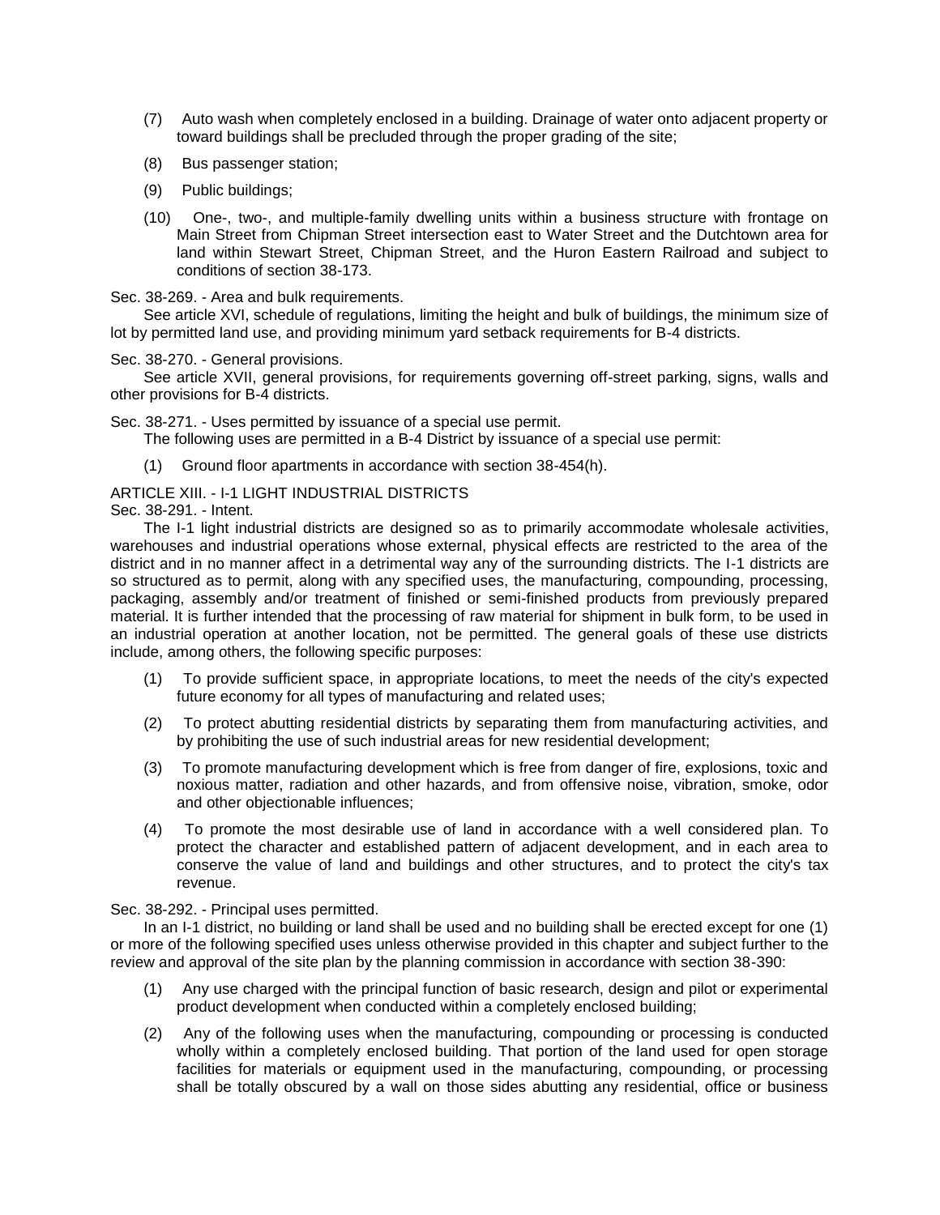(7) Auto wash when completely enclosed in a building. Drainage of water onto adjacent property or toward buildings shall be precluded through the proper grading of the site;

(8) Bus passenger station;

(9) Public buildings;

(10) One-, two-, and multiple-family dwelling units within a business structure with frontage on Main Street from Chipman Street intersection east to Water Street and the Dutchtown area for land within Stewart Street, Chipman Street, and the Huron Eastern Railroad and subject to conditions of section 38-173.

Sec. 38-269. - Area and bulk requirements.

See article XVI, schedule of regulations, limiting the height and bulk of buildings, the minimum size of lot by permitted land use, and providing minimum yard setback requirements for B-4 districts.

Sec. 38-270. - General provisions.

See article XVII, general provisions, for requirements governing off-street parking, signs, walls and other provisions for B-4 districts.

Sec. 38-271. - Uses permitted by issuance of a special use permit.

The following uses are permitted in a B-4 District by issuance of a special use permit:

(1) Ground floor apartments in accordance with section 38-454(h).

## ARTICLE XIII. - I-1 LIGHT INDUSTRIAL DISTRICTS

Sec. 38-291. - Intent.

The I-1 light industrial districts are designed so as to primarily accommodate wholesale activities, warehouses and industrial operations whose external, physical effects are restricted to the area of the district and in no manner affect in a detrimental way any of the surrounding districts. The I-1 districts are so structured as to permit, along with any specified uses, the manufacturing, compounding, processing, packaging, assembly and/or treatment of finished or semi-finished products from previously prepared material. It is further intended that the processing of raw material for shipment in bulk form, to be used in an industrial operation at another location, not be permitted. The general goals of these use districts include, among others, the following specific purposes:

(1) To provide sufficient space, in appropriate locations, to meet the needs of the city's expected future economy for all types of manufacturing and related uses;

(2) To protect abutting residential districts by separating them from manufacturing activities, and by prohibiting the use of such industrial areas for new residential development;

(3) To promote manufacturing development which is free from danger of fire, explosions, toxic and noxious matter, radiation and other hazards, and from offensive noise, vibration, smoke, odor and other objectionable influences;

(4) To promote the most desirable use of land in accordance with a well considered plan. To protect the character and established pattern of adjacent development, and in each area to conserve the value of land and buildings and other structures, and to protect the city's tax revenue.

Sec. 38-292. - Principal uses permitted.

In an I-1 district, no building or land shall be used and no building shall be erected except for one (1) or more of the following specified uses unless otherwise provided in this chapter and subject further to the review and approval of the site plan by the planning commission in accordance with section 38-390:

(1) Any use charged with the principal function of basic research, design and pilot or experimental product development when conducted within a completely enclosed building;

(2) Any of the following uses when the manufacturing, compounding or processing is conducted wholly within a completely enclosed building. That portion of the land used for open storage facilities for materials or equipment used in the manufacturing, compounding, or processing shall be totally obscured by a wall on those sides abutting any residential, office or business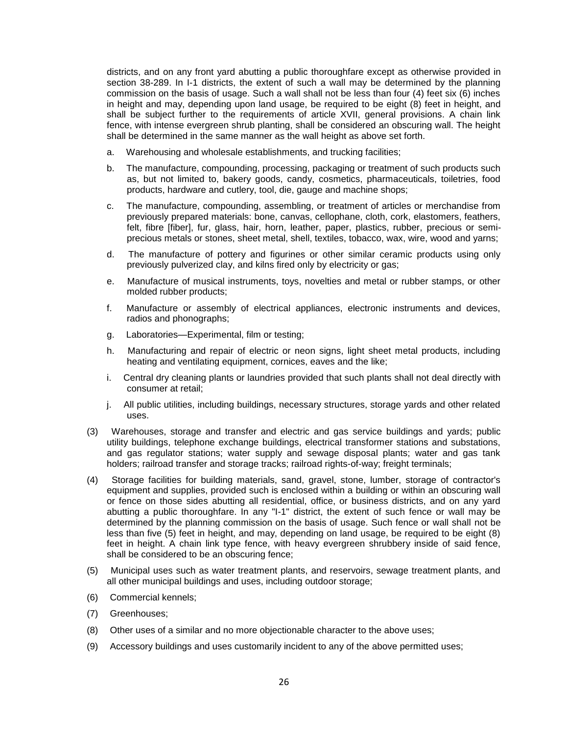districts, and on any front yard abutting a public thoroughfare except as otherwise provided in section 38-289. In I-1 districts, the extent of such a wall may be determined by the planning commission on the basis of usage. Such a wall shall not be less than four (4) feet six (6) inches in height and may, depending upon land usage, be required to be eight (8) feet in height, and shall be subject further to the requirements of article XVII, general provisions. A chain link fence, with intense evergreen shrub planting, shall be considered an obscuring wall. The height shall be determined in the same manner as the wall height as above set forth.

a. Warehousing and wholesale establishments, and trucking facilities;

b. The manufacture, compounding, processing, packaging or treatment of such products such as, but not limited to, bakery goods, candy, cosmetics, pharmaceuticals, toiletries, food products, hardware and cutlery, tool, die, gauge and machine shops;

c. The manufacture, compounding, assembling, or treatment of articles or merchandise from previously prepared materials: bone, canvas, cellophane, cloth, cork, elastomers, feathers, felt, fibre [fiber], fur, glass, hair, horn, leather, paper, plastics, rubber, precious or semi-precious metals or stones, sheet metal, shell, textiles, tobacco, wax, wire, wood and yarns;

d. The manufacture of pottery and figurines or other similar ceramic products using only previously pulverized clay, and kilns fired only by electricity or gas;

e. Manufacture of musical instruments, toys, novelties and metal or rubber stamps, or other molded rubber products;

f. Manufacture or assembly of electrical appliances, electronic instruments and devices, radios and phonographs;

g. Laboratories—Experimental, film or testing;

h. Manufacturing and repair of electric or neon signs, light sheet metal products, including heating and ventilating equipment, cornices, eaves and the like;

i. Central dry cleaning plants or laundries provided that such plants shall not deal directly with consumer at retail;

j. All public utilities, including buildings, necessary structures, storage yards and other related uses.

(3) Warehouses, storage and transfer and electric and gas service buildings and yards; public utility buildings, telephone exchange buildings, electrical transformer stations and substations, and gas regulator stations; water supply and sewage disposal plants; water and gas tank holders; railroad transfer and storage tracks; railroad rights-of-way; freight terminals;

(4) Storage facilities for building materials, sand, gravel, stone, lumber, storage of contractor's equipment and supplies, provided such is enclosed within a building or within an obscuring wall or fence on those sides abutting all residential, office, or business districts, and on any yard abutting a public thoroughfare. In any "I-1" district, the extent of such fence or wall may be determined by the planning commission on the basis of usage. Such fence or wall shall not be less than five (5) feet in height, and may, depending on land usage, be required to be eight (8) feet in height. A chain link type fence, with heavy evergreen shrubbery inside of said fence, shall be considered to be an obscuring fence;

(5) Municipal uses such as water treatment plants, and reservoirs, sewage treatment plants, and all other municipal buildings and uses, including outdoor storage;

(6) Commercial kennels;

(7) Greenhouses;

(8) Other uses of a similar and no more objectionable character to the above uses;

(9) Accessory buildings and uses customarily incident to any of the above permitted uses;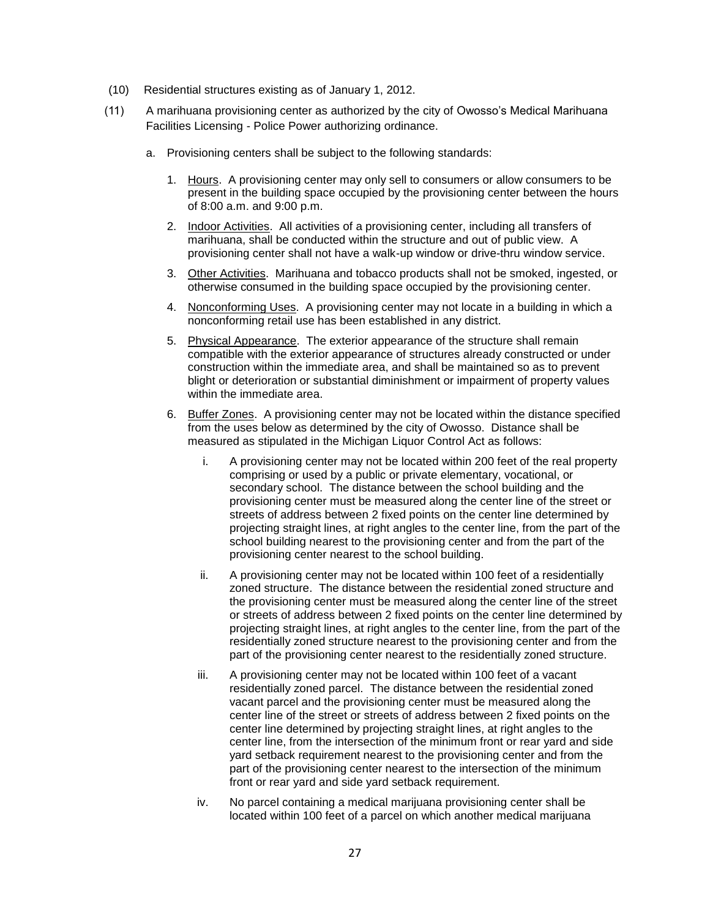(10) Residential structures existing as of January 1, 2012.

(11) A marihuana provisioning center as authorized by the city of Owosso's Medical Marihuana Facilities Licensing - Police Power authorizing ordinance.

a. Provisioning centers shall be subject to the following standards:

1. <u>Hours</u>. A provisioning center may only sell to consumers or allow consumers to be present in the building space occupied by the provisioning center between the hours of 8:00 a.m. and 9:00 p.m.

2. <u>Indoor Activities</u>. All activities of a provisioning center, including all transfers of marihuana, shall be conducted within the structure and out of public view. A provisioning center shall not have a walk-up window or drive-thru window service.

3. <u>Other Activities</u>. Marihuana and tobacco products shall not be smoked, ingested, or otherwise consumed in the building space occupied by the provisioning center.

4. <u>Nonconforming Uses</u>. A provisioning center may not locate in a building in which a nonconforming retail use has been established in any district.

5. <u>Physical Appearance</u>. The exterior appearance of the structure shall remain compatible with the exterior appearance of structures already constructed or under construction within the immediate area, and shall be maintained so as to prevent blight or deterioration or substantial diminishment or impairment of property values within the immediate area.

6. <u>Buffer Zones</u>. A provisioning center may not be located within the distance specified from the uses below as determined by the city of Owosso. Distance shall be measured as stipulated in the Michigan Liquor Control Act as follows:

   i. A provisioning center may not be located within 200 feet of the real property comprising or used by a public or private elementary, vocational, or secondary school. The distance between the school building and the provisioning center must be measured along the center line of the street or streets of address between 2 fixed points on the center line determined by projecting straight lines, at right angles to the center line, from the part of the school building nearest to the provisioning center and from the part of the provisioning center nearest to the school building.

   ii. A provisioning center may not be located within 100 feet of a residentially zoned structure. The distance between the residential zoned structure and the provisioning center must be measured along the center line of the street or streets of address between 2 fixed points on the center line determined by projecting straight lines, at right angles to the center line, from the part of the residentially zoned structure nearest to the provisioning center and from the part of the provisioning center nearest to the residentially zoned structure.

   iii. A provisioning center may not be located within 100 feet of a vacant residentially zoned parcel. The distance between the residential zoned vacant parcel and the provisioning center must be measured along the center line of the street or streets of address between 2 fixed points on the center line determined by projecting straight lines, at right angles to the center line, from the intersection of the minimum front or rear yard and side yard setback requirement nearest to the provisioning center and from the part of the provisioning center nearest to the intersection of the minimum front or rear yard and side yard setback requirement.

   iv. No parcel containing a medical marijuana provisioning center shall be located within 100 feet of a parcel on which another medical marijuana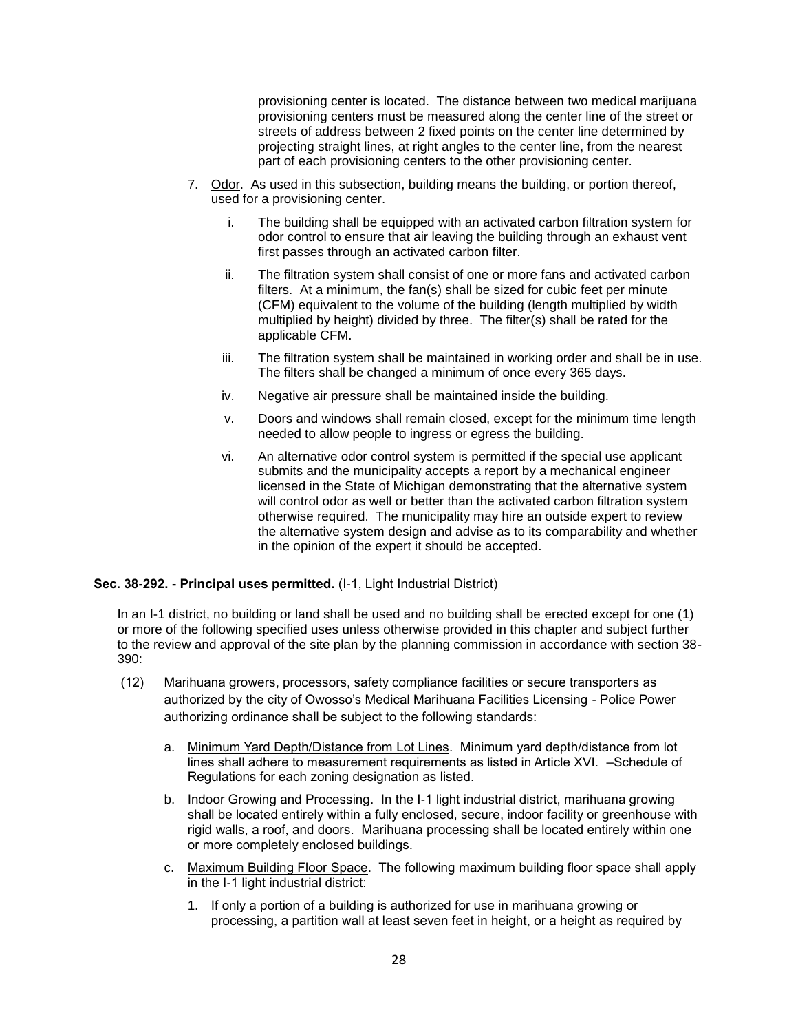provisioning center is located. The distance between two medical marijuana provisioning centers must be measured along the center line of the street or streets of address between 2 fixed points on the center line determined by projecting straight lines, at right angles to the center line, from the nearest part of each provisioning centers to the other provisioning center.

7. <u>Odor</u>. As used in this subsection, building means the building, or portion thereof, used for a provisioning center.

   i. The building shall be equipped with an activated carbon filtration system for odor control to ensure that air leaving the building through an exhaust vent first passes through an activated carbon filter.

   ii. The filtration system shall consist of one or more fans and activated carbon filters. At a minimum, the fan(s) shall be sized for cubic feet per minute (CFM) equivalent to the volume of the building (length multiplied by width multiplied by height) divided by three. The filter(s) shall be rated for the applicable CFM.

   iii. The filtration system shall be maintained in working order and shall be in use. The filters shall be changed a minimum of once every 365 days.

   iv. Negative air pressure shall be maintained inside the building.

   v. Doors and windows shall remain closed, except for the minimum time length needed to allow people to ingress or egress the building.

   vi. An alternative odor control system is permitted if the special use applicant submits and the municipality accepts a report by a mechanical engineer licensed in the State of Michigan demonstrating that the alternative system will control odor as well or better than the activated carbon filtration system otherwise required. The municipality may hire an outside expert to review the alternative system design and advise as to its comparability and whether in the opinion of the expert it should be accepted.

**Sec. 38-292. - Principal uses permitted.** (I-1, Light Industrial District)

In an I-1 district, no building or land shall be used and no building shall be erected except for one (1) or more of the following specified uses unless otherwise provided in this chapter and subject further to the review and approval of the site plan by the planning commission in accordance with section 38-390:

(12) Marihuana growers, processors, safety compliance facilities or secure transporters as authorized by the city of Owosso's Medical Marihuana Facilities Licensing - Police Power authorizing ordinance shall be subject to the following standards:

   a. <u>Minimum Yard Depth/Distance from Lot Lines</u>. Minimum yard depth/distance from lot lines shall adhere to measurement requirements as listed in Article XVI. –Schedule of Regulations for each zoning designation as listed.

   b. <u>Indoor Growing and Processing</u>. In the I-1 light industrial district, marihuana growing shall be located entirely within a fully enclosed, secure, indoor facility or greenhouse with rigid walls, a roof, and doors. Marihuana processing shall be located entirely within one or more completely enclosed buildings.

   c. <u>Maximum Building Floor Space</u>. The following maximum building floor space shall apply in the I-1 light industrial district:

      1. If only a portion of a building is authorized for use in marihuana growing or processing, a partition wall at least seven feet in height, or a height as required by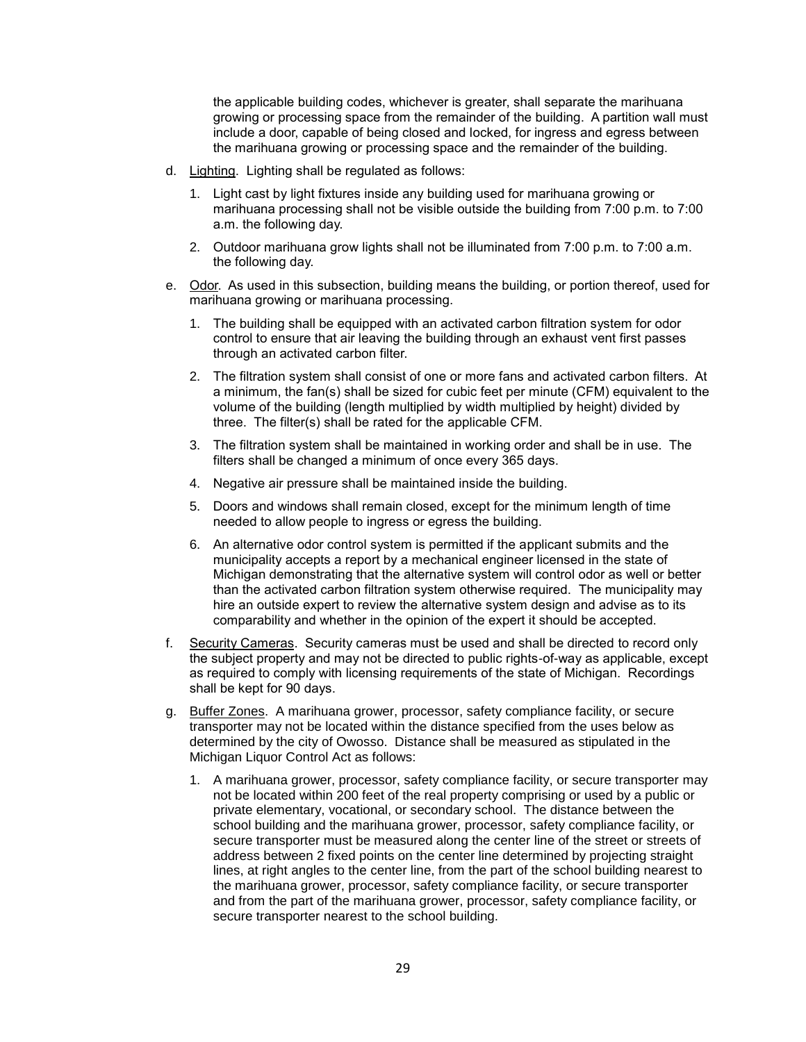the applicable building codes, whichever is greater, shall separate the marihuana growing or processing space from the remainder of the building. A partition wall must include a door, capable of being closed and locked, for ingress and egress between the marihuana growing or processing space and the remainder of the building.

d. Lighting. Lighting shall be regulated as follows:

   1. Light cast by light fixtures inside any building used for marihuana growing or marihuana processing shall not be visible outside the building from 7:00 p.m. to 7:00 a.m. the following day.

   2. Outdoor marihuana grow lights shall not be illuminated from 7:00 p.m. to 7:00 a.m. the following day.

e. Odor. As used in this subsection, building means the building, or portion thereof, used for marihuana growing or marihuana processing.

   1. The building shall be equipped with an activated carbon filtration system for odor control to ensure that air leaving the building through an exhaust vent first passes through an activated carbon filter.

   2. The filtration system shall consist of one or more fans and activated carbon filters. At a minimum, the fan(s) shall be sized for cubic feet per minute (CFM) equivalent to the volume of the building (length multiplied by width multiplied by height) divided by three. The filter(s) shall be rated for the applicable CFM.

   3. The filtration system shall be maintained in working order and shall be in use. The filters shall be changed a minimum of once every 365 days.

   4. Negative air pressure shall be maintained inside the building.

   5. Doors and windows shall remain closed, except for the minimum length of time needed to allow people to ingress or egress the building.

   6. An alternative odor control system is permitted if the applicant submits and the municipality accepts a report by a mechanical engineer licensed in the state of Michigan demonstrating that the alternative system will control odor as well or better than the activated carbon filtration system otherwise required. The municipality may hire an outside expert to review the alternative system design and advise as to its comparability and whether in the opinion of the expert it should be accepted.

f. Security Cameras. Security cameras must be used and shall be directed to record only the subject property and may not be directed to public rights-of-way as applicable, except as required to comply with licensing requirements of the state of Michigan. Recordings shall be kept for 90 days.

g. Buffer Zones. A marihuana grower, processor, safety compliance facility, or secure transporter may not be located within the distance specified from the uses below as determined by the city of Owosso. Distance shall be measured as stipulated in the Michigan Liquor Control Act as follows:

   1. A marihuana grower, processor, safety compliance facility, or secure transporter may not be located within 200 feet of the real property comprising or used by a public or private elementary, vocational, or secondary school. The distance between the school building and the marihuana grower, processor, safety compliance facility, or secure transporter must be measured along the center line of the street or streets of address between 2 fixed points on the center line determined by projecting straight lines, at right angles to the center line, from the part of the school building nearest to the marihuana grower, processor, safety compliance facility, or secure transporter and from the part of the marihuana grower, processor, safety compliance facility, or secure transporter nearest to the school building.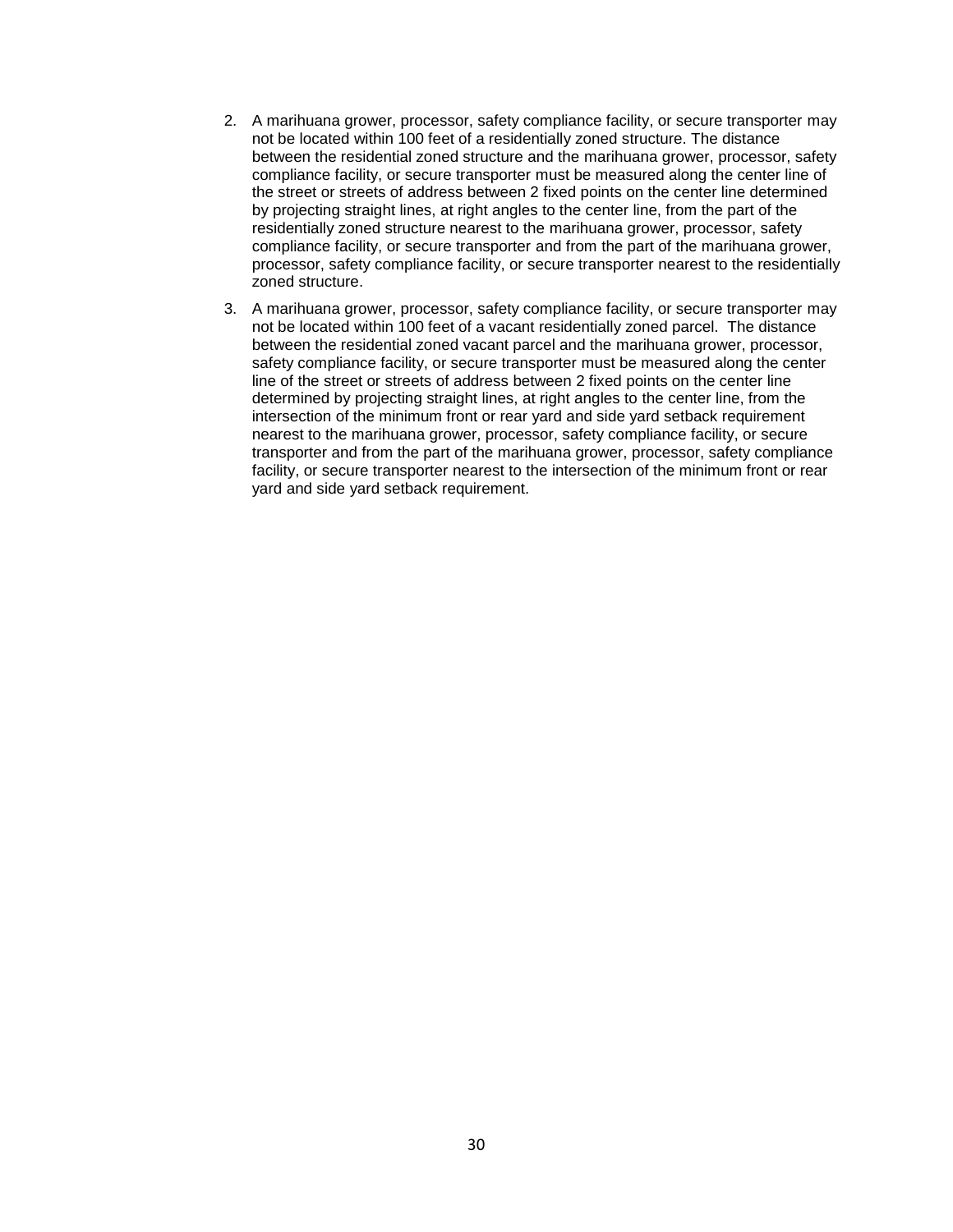2. A marihuana grower, processor, safety compliance facility, or secure transporter may not be located within 100 feet of a residentially zoned structure. The distance between the residential zoned structure and the marihuana grower, processor, safety compliance facility, or secure transporter must be measured along the center line of the street or streets of address between 2 fixed points on the center line determined by projecting straight lines, at right angles to the center line, from the part of the residentially zoned structure nearest to the marihuana grower, processor, safety compliance facility, or secure transporter and from the part of the marihuana grower, processor, safety compliance facility, or secure transporter nearest to the residentially zoned structure.

3. A marihuana grower, processor, safety compliance facility, or secure transporter may not be located within 100 feet of a vacant residentially zoned parcel. The distance between the residential zoned vacant parcel and the marihuana grower, processor, safety compliance facility, or secure transporter must be measured along the center line of the street or streets of address between 2 fixed points on the center line determined by projecting straight lines, at right angles to the center line, from the intersection of the minimum front or rear yard and side yard setback requirement nearest to the marihuana grower, processor, safety compliance facility, or secure transporter and from the part of the marihuana grower, processor, safety compliance facility, or secure transporter nearest to the intersection of the minimum front or rear yard and side yard setback requirement.